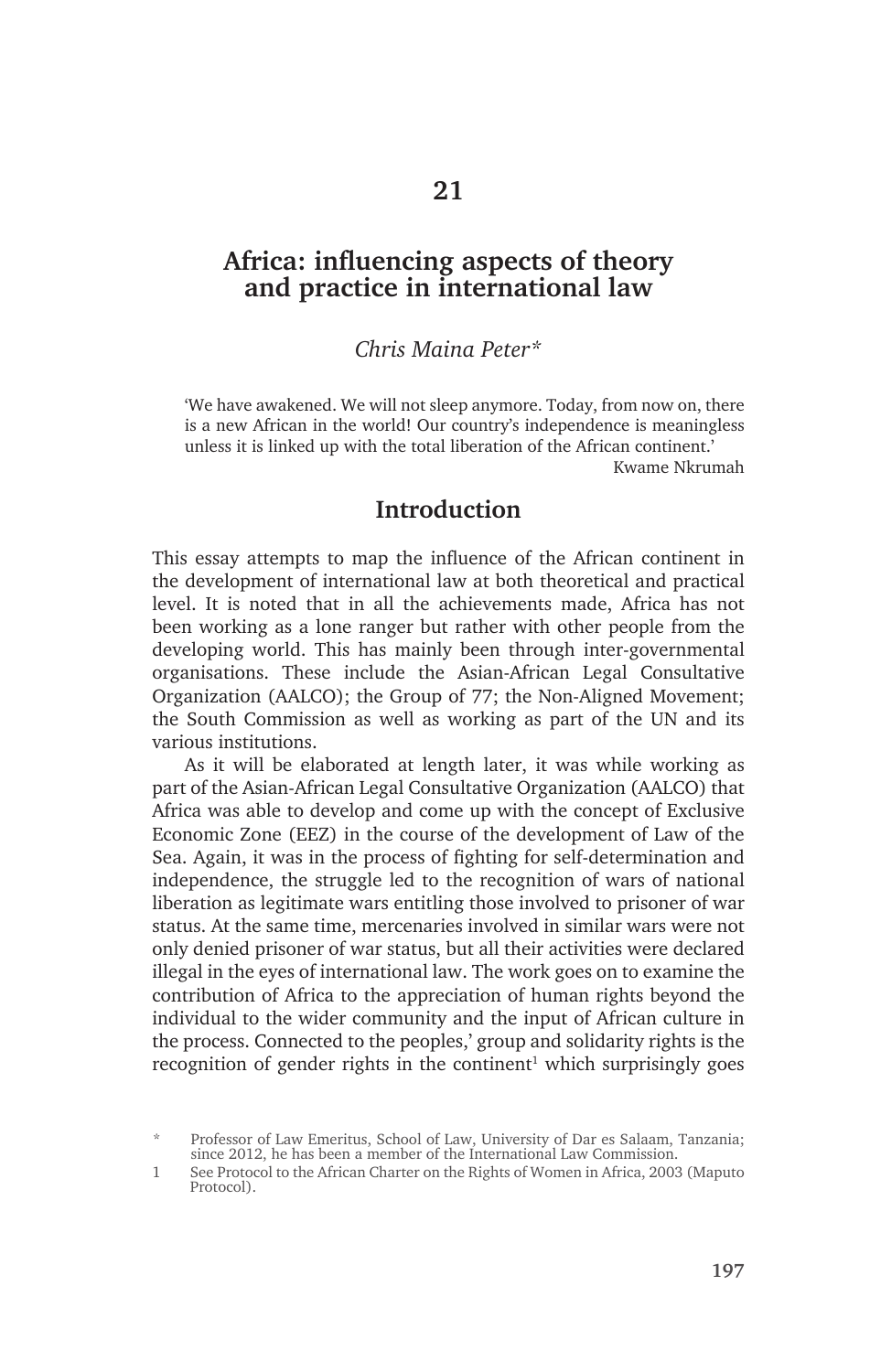# 21

# Africa: influencing aspects of theory and practice in international law

*Chris Maina Peter**

> 'We have awakened. We will not sleep anymore. Today, from now on, there is a new African in the world! Our country's independence is meaningless unless it is linked up with the total liberation of the African continent.'
>
> Kwame Nkrumah

## Introduction

This essay attempts to map the influence of the African continent in the development of international law at both theoretical and practical level. It is noted that in all the achievements made, Africa has not been working as a lone ranger but rather with other people from the developing world. This has mainly been through inter-governmental organisations. These include the Asian-African Legal Consultative Organization (AALCO); the Group of 77; the Non-Aligned Movement; the South Commission as well as working as part of the UN and its various institutions.

As it will be elaborated at length later, it was while working as part of the Asian-African Legal Consultative Organization (AALCO) that Africa was able to develop and come up with the concept of Exclusive Economic Zone (EEZ) in the course of the development of Law of the Sea. Again, it was in the process of fighting for self-determination and independence, the struggle led to the recognition of wars of national liberation as legitimate wars entitling those involved to prisoner of war status. At the same time, mercenaries involved in similar wars were not only denied prisoner of war status, but all their activities were declared illegal in the eyes of international law. The work goes on to examine the contribution of Africa to the appreciation of human rights beyond the individual to the wider community and the input of African culture in the process. Connected to the peoples,' group and solidarity rights is the recognition of gender rights in the continent[1] which surprisingly goes

\* Professor of Law Emeritus, School of Law, University of Dar es Salaam, Tanzania; since 2012, he has been a member of the International Law Commission.

1 See Protocol to the African Charter on the Rights of Women in Africa, 2003 (Maputo Protocol).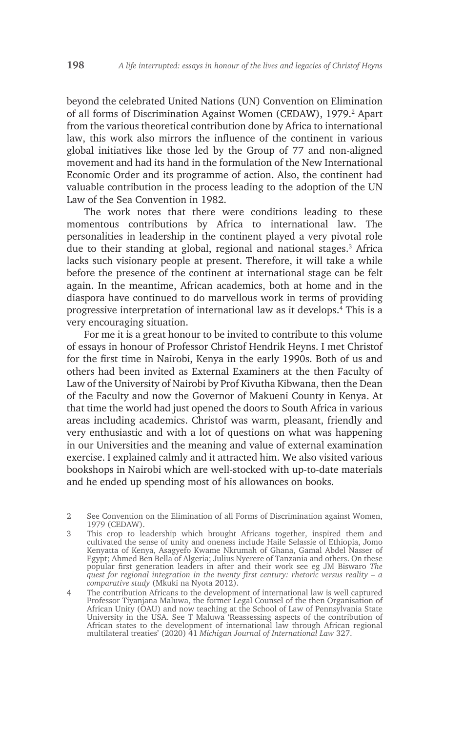beyond the celebrated United Nations (UN) Convention on Elimination of all forms of Discrimination Against Women (CEDAW), 1979.[2] Apart from the various theoretical contribution done by Africa to international law, this work also mirrors the influence of the continent in various global initiatives like those led by the Group of 77 and non-aligned movement and had its hand in the formulation of the New International Economic Order and its programme of action. Also, the continent had valuable contribution in the process leading to the adoption of the UN Law of the Sea Convention in 1982.

The work notes that there were conditions leading to these momentous contributions by Africa to international law. The personalities in leadership in the continent played a very pivotal role due to their standing at global, regional and national stages.[3] Africa lacks such visionary people at present. Therefore, it will take a while before the presence of the continent at international stage can be felt again. In the meantime, African academics, both at home and in the diaspora have continued to do marvellous work in terms of providing progressive interpretation of international law as it develops.[4] This is a very encouraging situation.

For me it is a great honour to be invited to contribute to this volume of essays in honour of Professor Christof Hendrik Heyns. I met Christof for the first time in Nairobi, Kenya in the early 1990s. Both of us and others had been invited as External Examiners at the then Faculty of Law of the University of Nairobi by Prof Kivutha Kibwana, then the Dean of the Faculty and now the Governor of Makueni County in Kenya. At that time the world had just opened the doors to South Africa in various areas including academics. Christof was warm, pleasant, friendly and very enthusiastic and with a lot of questions on what was happening in our Universities and the meaning and value of external examination exercise. I explained calmly and it attracted him. We also visited various bookshops in Nairobi which are well-stocked with up-to-date materials and he ended up spending most of his allowances on books.

---

2 See Convention on the Elimination of all Forms of Discrimination against Women, 1979 (CEDAW).

3 This crop to leadership which brought Africans together, inspired them and cultivated the sense of unity and oneness include Haile Selassie of Ethiopia, Jomo Kenyatta of Kenya, Asagyefo Kwame Nkrumah of Ghana, Gamal Abdel Nasser of Egypt; Ahmed Ben Bella of Algeria; Julius Nyerere of Tanzania and others. On these popular first generation leaders in after and their work see eg JM Biswaro *The quest for regional integration in the twenty first century: rhetoric versus reality – a comparative study* (Mkuki na Nyota 2012).

4 The contribution Africans to the development of international law is well captured Professor Tiyanjana Maluwa, the former Legal Counsel of the then Organisation of African Unity (OAU) and now teaching at the School of Law of Pennsylvania State University in the USA. See T Maluwa 'Reassessing aspects of the contribution of African states to the development of international law through African regional multilateral treaties' (2020) 41 *Michigan Journal of International Law* 327.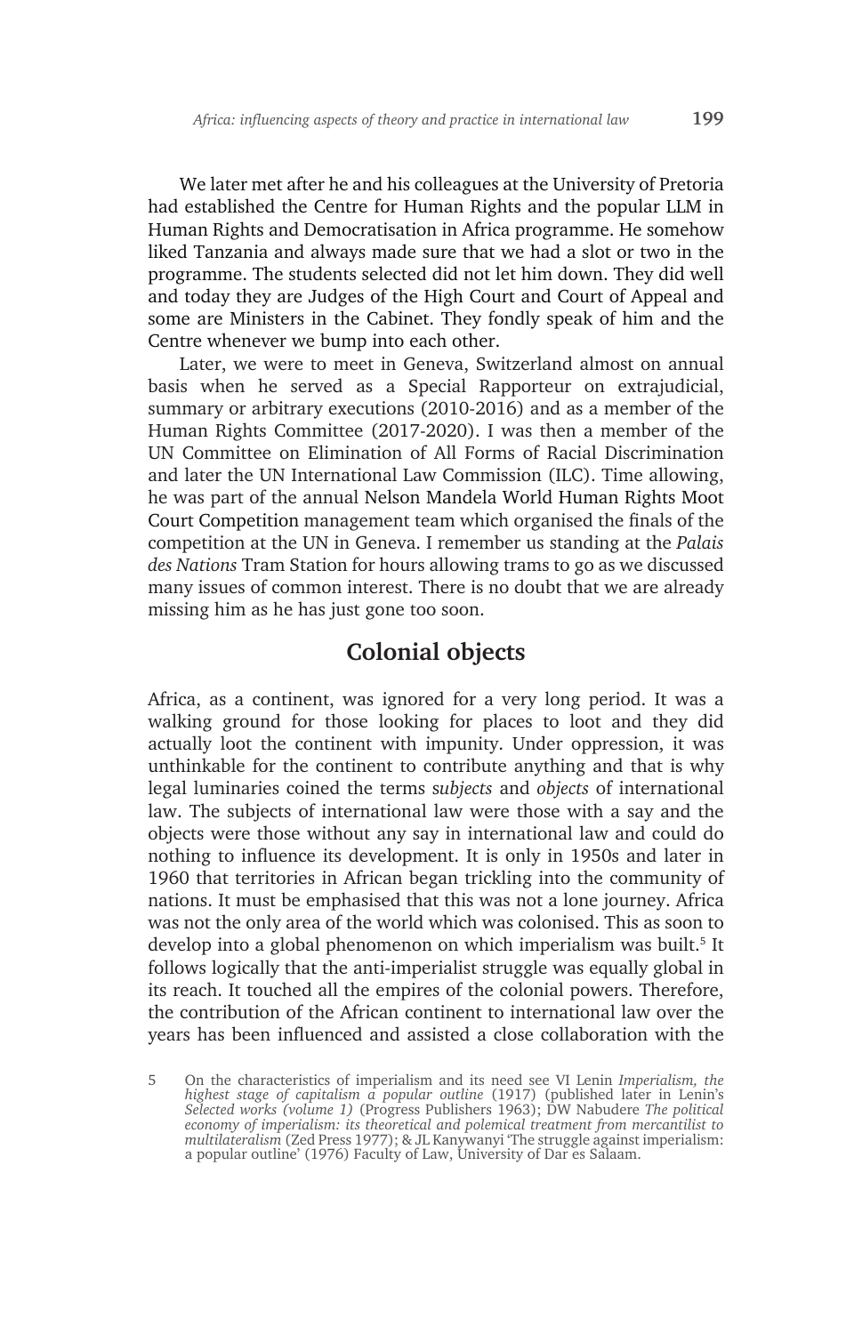We later met after he and his colleagues at the University of Pretoria had established the Centre for Human Rights and the popular LLM in Human Rights and Democratisation in Africa programme. He somehow liked Tanzania and always made sure that we had a slot or two in the programme. The students selected did not let him down. They did well and today they are Judges of the High Court and Court of Appeal and some are Ministers in the Cabinet. They fondly speak of him and the Centre whenever we bump into each other.

Later, we were to meet in Geneva, Switzerland almost on annual basis when he served as a Special Rapporteur on extrajudicial, summary or arbitrary executions (2010-2016) and as a member of the Human Rights Committee (2017-2020). I was then a member of the UN Committee on Elimination of All Forms of Racial Discrimination and later the UN International Law Commission (ILC). Time allowing, he was part of the annual Nelson Mandela World Human Rights Moot Court Competition management team which organised the finals of the competition at the UN in Geneva. I remember us standing at the *Palais des Nations* Tram Station for hours allowing trams to go as we discussed many issues of common interest. There is no doubt that we are already missing him as he has just gone too soon.

## Colonial objects

Africa, as a continent, was ignored for a very long period. It was a walking ground for those looking for places to loot and they did actually loot the continent with impunity. Under oppression, it was unthinkable for the continent to contribute anything and that is why legal luminaries coined the terms *subjects* and *objects* of international law. The subjects of international law were those with a say and the objects were those without any say in international law and could do nothing to influence its development. It is only in 1950s and later in 1960 that territories in African began trickling into the community of nations. It must be emphasised that this was not a lone journey. Africa was not the only area of the world which was colonised. This as soon to develop into a global phenomenon on which imperialism was built.[5] It follows logically that the anti-imperialist struggle was equally global in its reach. It touched all the empires of the colonial powers. Therefore, the contribution of the African continent to international law over the years has been influenced and assisted a close collaboration with the

5 On the characteristics of imperialism and its need see VI Lenin *Imperialism, the highest stage of capitalism a popular outline* (1917) (published later in Lenin's *Selected works (volume 1)* (Progress Publishers 1963); DW Nabudere *The political economy of imperialism: its theoretical and polemical treatment from mercantilist to multilateralism* (Zed Press 1977); & JL Kanywanyi 'The struggle against imperialism: a popular outline' (1976) Faculty of Law, University of Dar es Salaam.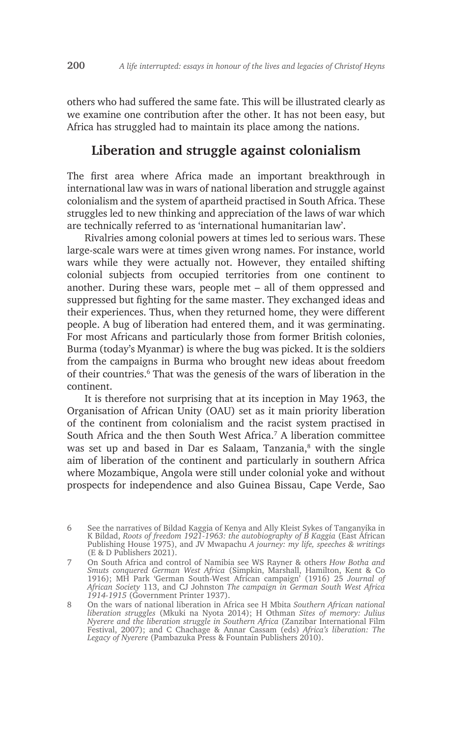others who had suffered the same fate. This will be illustrated clearly as we examine one contribution after the other. It has not been easy, but Africa has struggled had to maintain its place among the nations.

## Liberation and struggle against colonialism

The first area where Africa made an important breakthrough in international law was in wars of national liberation and struggle against colonialism and the system of apartheid practised in South Africa. These struggles led to new thinking and appreciation of the laws of war which are technically referred to as 'international humanitarian law'.

Rivalries among colonial powers at times led to serious wars. These large-scale wars were at times given wrong names. For instance, world wars while they were actually not. However, they entailed shifting colonial subjects from occupied territories from one continent to another. During these wars, people met – all of them oppressed and suppressed but fighting for the same master. They exchanged ideas and their experiences. Thus, when they returned home, they were different people. A bug of liberation had entered them, and it was germinating. For most Africans and particularly those from former British colonies, Burma (today's Myanmar) is where the bug was picked. It is the soldiers from the campaigns in Burma who brought new ideas about freedom of their countries.[6] That was the genesis of the wars of liberation in the continent.

It is therefore not surprising that at its inception in May 1963, the Organisation of African Unity (OAU) set as it main priority liberation of the continent from colonialism and the racist system practised in South Africa and the then South West Africa.[7] A liberation committee was set up and based in Dar es Salaam, Tanzania,[8] with the single aim of liberation of the continent and particularly in southern Africa where Mozambique, Angola were still under colonial yoke and without prospects for independence and also Guinea Bissau, Cape Verde, Sao

6 See the narratives of Bildad Kaggia of Kenya and Ally Kleist Sykes of Tanganyika in K Bildad, *Roots of freedom 1921-1963: the autobiography of B Kaggia* (East African Publishing House 1975), and JV Mwapachu *A journey: my life, speeches & writings* (E & D Publishers 2021).

7 On South Africa and control of Namibia see WS Rayner & others *How Botha and Smuts conquered German West Africa* (Simpkin, Marshall, Hamilton, Kent & Co 1916); MH Park 'German South-West African campaign' (1916) 25 *Journal of African Society* 113, and CJ Johnston *The campaign in German South West Africa 1914-1915* (Government Printer 1937).

8 On the wars of national liberation in Africa see H Mbita *Southern African national liberation struggles* (Mkuki na Nyota 2014); H Othman *Sites of memory: Julius Nyerere and the liberation struggle in Southern Africa* (Zanzibar International Film Festival, 2007); and C Chachage & Annar Cassam (eds) *Africa's liberation: The Legacy of Nyerere* (Pambazuka Press & Fountain Publishers 2010).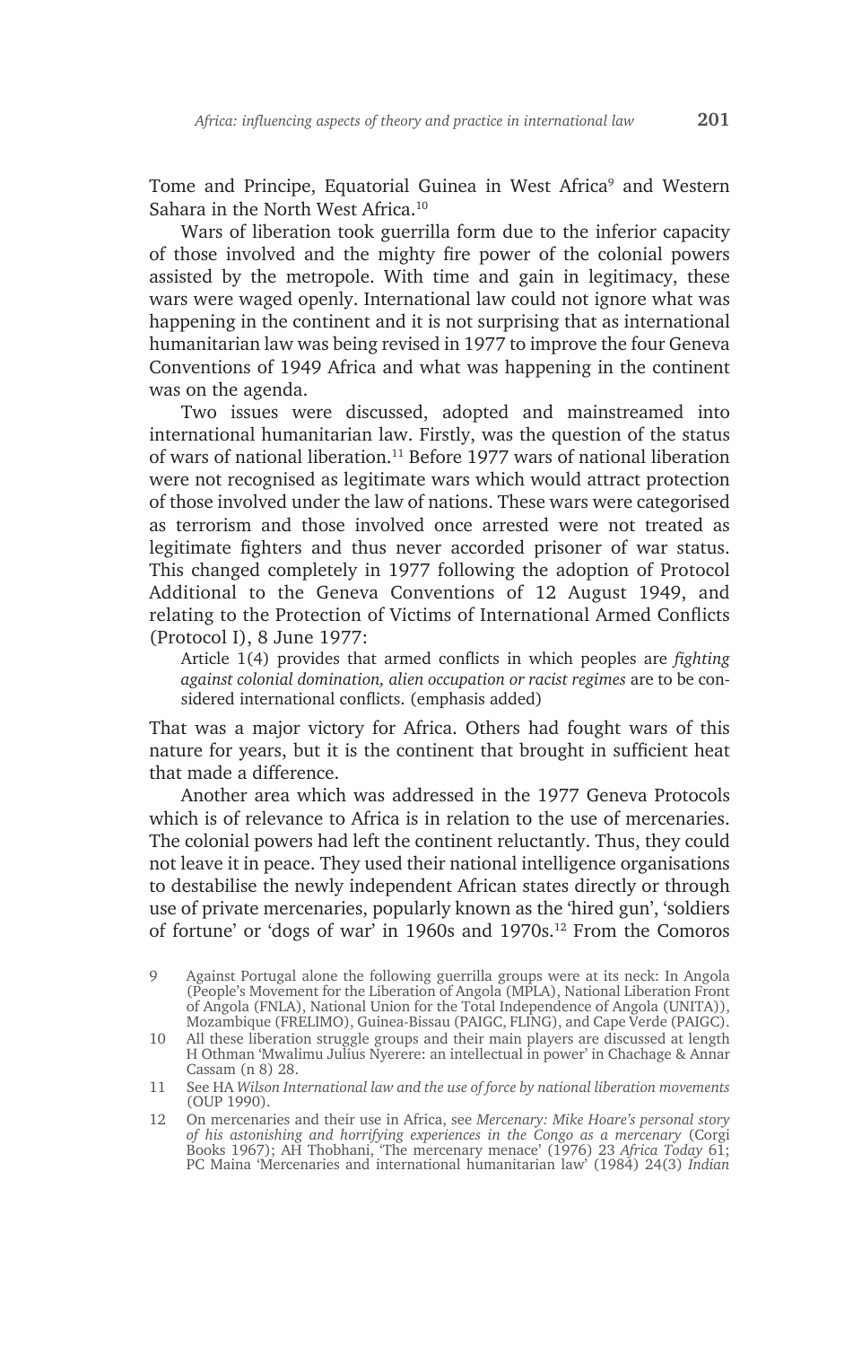Tome and Principe, Equatorial Guinea in West Africa[9] and Western Sahara in the North West Africa.[10]

Wars of liberation took guerrilla form due to the inferior capacity of those involved and the mighty fire power of the colonial powers assisted by the metropole. With time and gain in legitimacy, these wars were waged openly. International law could not ignore what was happening in the continent and it is not surprising that as international humanitarian law was being revised in 1977 to improve the four Geneva Conventions of 1949 Africa and what was happening in the continent was on the agenda.

Two issues were discussed, adopted and mainstreamed into international humanitarian law. Firstly, was the question of the status of wars of national liberation.[11] Before 1977 wars of national liberation were not recognised as legitimate wars which would attract protection of those involved under the law of nations. These wars were categorised as terrorism and those involved once arrested were not treated as legitimate fighters and thus never accorded prisoner of war status. This changed completely in 1977 following the adoption of Protocol Additional to the Geneva Conventions of 12 August 1949, and relating to the Protection of Victims of International Armed Conflicts (Protocol I), 8 June 1977:

> Article 1(4) provides that armed conflicts in which peoples are *fighting against colonial domination, alien occupation or racist regimes* are to be considered international conflicts. (emphasis added)

That was a major victory for Africa. Others had fought wars of this nature for years, but it is the continent that brought in sufficient heat that made a difference.

Another area which was addressed in the 1977 Geneva Protocols which is of relevance to Africa is in relation to the use of mercenaries. The colonial powers had left the continent reluctantly. Thus, they could not leave it in peace. They used their national intelligence organisations to destabilise the newly independent African states directly or through use of private mercenaries, popularly known as the 'hired gun', 'soldiers of fortune' or 'dogs of war' in 1960s and 1970s.[12] From the Comoros

---

9 Against Portugal alone the following guerrilla groups were at its neck: In Angola (People's Movement for the Liberation of Angola (MPLA), National Liberation Front of Angola (FNLA), National Union for the Total Independence of Angola (UNITA)), Mozambique (FRELIMO), Guinea-Bissau (PAIGC, FLING), and Cape Verde (PAIGC).

10 All these liberation struggle groups and their main players are discussed at length H Othman 'Mwalimu Julius Nyerere: an intellectual in power' in Chachage & Annar Cassam (n 8) 28.

11 See HA *Wilson International law and the use of force by national liberation movements* (OUP 1990).

12 On mercenaries and their use in Africa, see *Mercenary: Mike Hoare's personal story of his astonishing and horrifying experiences in the Congo as a mercenary* (Corgi Books 1967); AH Thobhani, 'The mercenary menace' (1976) 23 *Africa Today* 61; PC Maina 'Mercenaries and international humanitarian law' (1984) 24(3) *Indian*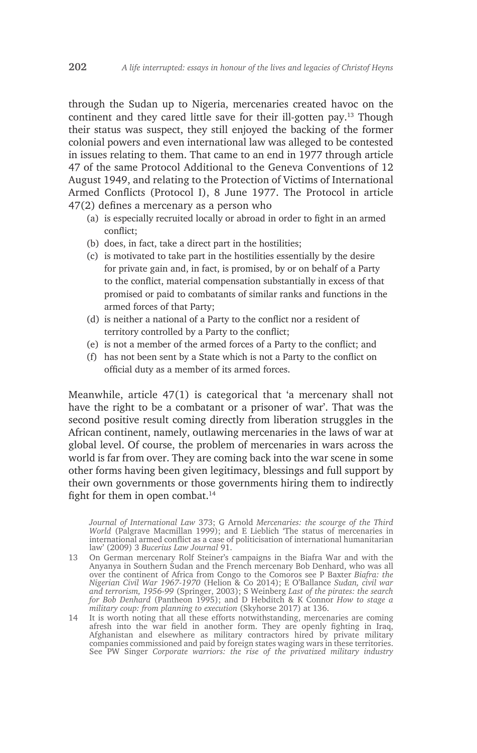through the Sudan up to Nigeria, mercenaries created havoc on the continent and they cared little save for their ill-gotten pay.[13] Though their status was suspect, they still enjoyed the backing of the former colonial powers and even international law was alleged to be contested in issues relating to them. That came to an end in 1977 through article 47 of the same Protocol Additional to the Geneva Conventions of 12 August 1949, and relating to the Protection of Victims of International Armed Conflicts (Protocol I), 8 June 1977. The Protocol in article 47(2) defines a mercenary as a person who

(a) is especially recruited locally or abroad in order to fight in an armed conflict;
(b) does, in fact, take a direct part in the hostilities;
(c) is motivated to take part in the hostilities essentially by the desire for private gain and, in fact, is promised, by or on behalf of a Party to the conflict, material compensation substantially in excess of that promised or paid to combatants of similar ranks and functions in the armed forces of that Party;
(d) is neither a national of a Party to the conflict nor a resident of territory controlled by a Party to the conflict;
(e) is not a member of the armed forces of a Party to the conflict; and
(f) has not been sent by a State which is not a Party to the conflict on official duty as a member of its armed forces.

Meanwhile, article 47(1) is categorical that 'a mercenary shall not have the right to be a combatant or a prisoner of war'. That was the second positive result coming directly from liberation struggles in the African continent, namely, outlawing mercenaries in the laws of war at global level. Of course, the problem of mercenaries in wars across the world is far from over. They are coming back into the war scene in some other forms having been given legitimacy, blessings and full support by their own governments or those governments hiring them to indirectly fight for them in open combat.[14]

*Journal of International Law* 373; G Arnold *Mercenaries: the scourge of the Third World* (Palgrave Macmillan 1999); and E Lieblich 'The status of mercenaries in international armed conflict as a case of politicisation of international humanitarian law' (2009) 3 *Bucerius Law Journal* 91.

13 On German mercenary Rolf Steiner's campaigns in the Biafra War and with the Anyanya in Southern Sudan and the French mercenary Bob Denhard, who was all over the continent of Africa from Congo to the Comoros see P Baxter *Biafra: the Nigerian Civil War 1967-1970* (Helion & Co 2014); E O'Ballance *Sudan, civil war and terrorism, 1956-99* (Springer, 2003); S Weinberg *Last of the pirates: the search for Bob Denhard* (Pantheon 1995); and D Hebditch & K Connor *How to stage a military coup: from planning to execution* (Skyhorse 2017) at 136.

14 It is worth noting that all these efforts notwithstanding, mercenaries are coming afresh into the war field in another form. They are openly fighting in Iraq, Afghanistan and elsewhere as military contractors hired by private military companies commissioned and paid by foreign states waging wars in these territories. See PW Singer *Corporate warriors: the rise of the privatized military industry*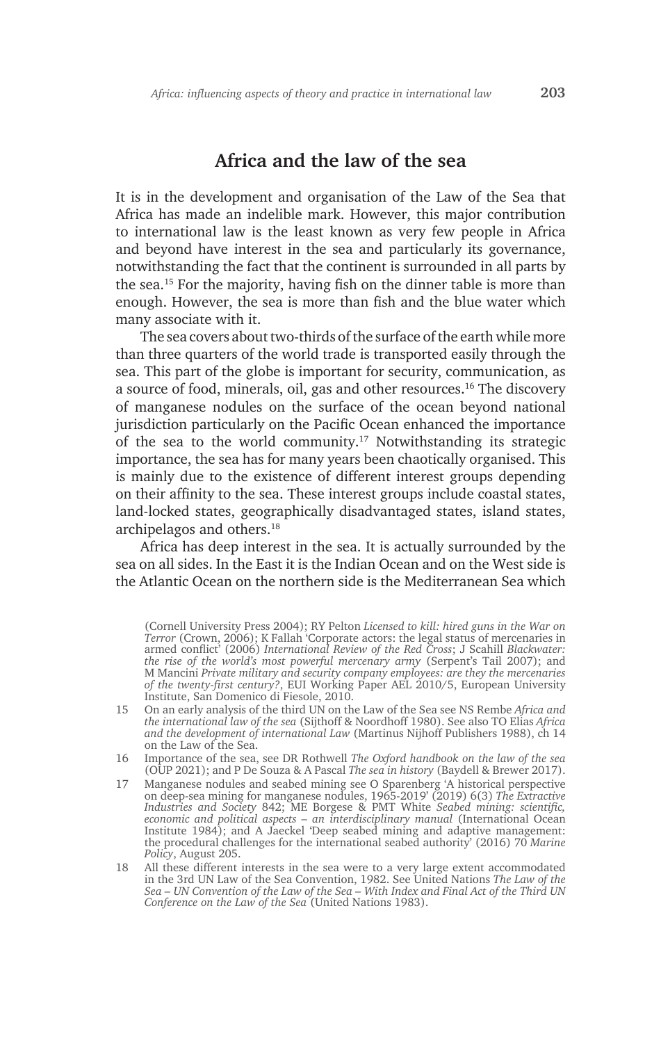## Africa and the law of the sea

It is in the development and organisation of the Law of the Sea that Africa has made an indelible mark. However, this major contribution to international law is the least known as very few people in Africa and beyond have interest in the sea and particularly its governance, notwithstanding the fact that the continent is surrounded in all parts by the sea.[15] For the majority, having fish on the dinner table is more than enough. However, the sea is more than fish and the blue water which many associate with it.

The sea covers about two-thirds of the surface of the earth while more than three quarters of the world trade is transported easily through the sea. This part of the globe is important for security, communication, as a source of food, minerals, oil, gas and other resources.[16] The discovery of manganese nodules on the surface of the ocean beyond national jurisdiction particularly on the Pacific Ocean enhanced the importance of the sea to the world community.[17] Notwithstanding its strategic importance, the sea has for many years been chaotically organised. This is mainly due to the existence of different interest groups depending on their affinity to the sea. These interest groups include coastal states, land-locked states, geographically disadvantaged states, island states, archipelagos and others.[18]

Africa has deep interest in the sea. It is actually surrounded by the sea on all sides. In the East it is the Indian Ocean and on the West side is the Atlantic Ocean on the northern side is the Mediterranean Sea which

(Cornell University Press 2004); RY Pelton *Licensed to kill: hired guns in the War on Terror* (Crown, 2006); K Fallah 'Corporate actors: the legal status of mercenaries in armed conflict' (2006) *International Review of the Red Cross*; J Scahill *Blackwater: the rise of the world's most powerful mercenary army* (Serpent's Tail 2007); and M Mancini *Private military and security company employees: are they the mercenaries of the twenty-first century?*, EUI Working Paper AEL 2010/5, European University Institute, San Domenico di Fiesole, 2010.

15 On an early analysis of the third UN on the Law of the Sea see NS Rembe *Africa and the international law of the sea* (Sijthoff & Noordhoff 1980). See also TO Elias *Africa and the development of international Law* (Martinus Nijhoff Publishers 1988), ch 14 on the Law of the Sea.

16 Importance of the sea, see DR Rothwell *The Oxford handbook on the law of the sea* (OUP 2021); and P De Souza & A Pascal *The sea in history* (Baydell & Brewer 2017).

17 Manganese nodules and seabed mining see O Sparenberg 'A historical perspective on deep-sea mining for manganese nodules, 1965-2019' (2019) 6(3) *The Extractive Industries and Society* 842; ME Borgese & PMT White *Seabed mining: scientific, economic and political aspects – an interdisciplinary manual* (International Ocean Institute 1984); and A Jaeckel 'Deep seabed mining and adaptive management: the procedural challenges for the international seabed authority' (2016) 70 *Marine Policy*, August 205.

18 All these different interests in the sea were to a very large extent accommodated in the 3rd UN Law of the Sea Convention, 1982. See United Nations *The Law of the Sea – UN Convention of the Law of the Sea – With Index and Final Act of the Third UN Conference on the Law of the Sea* (United Nations 1983).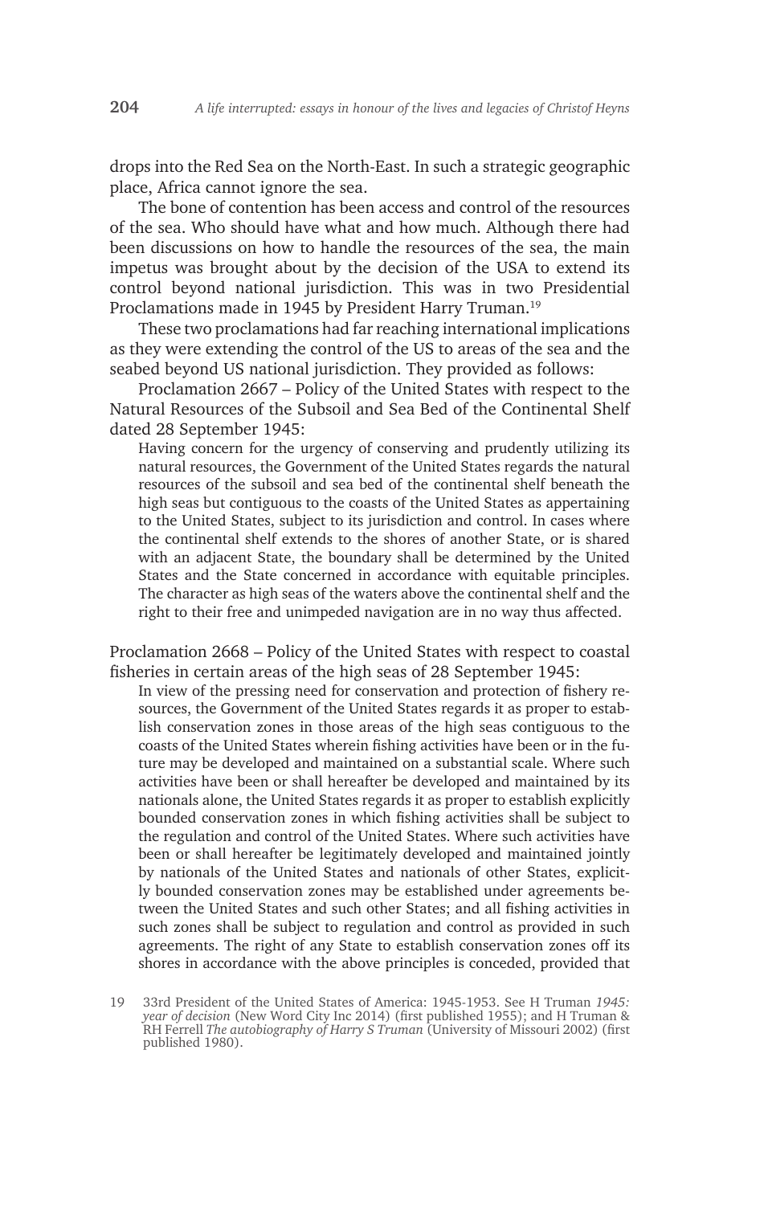drops into the Red Sea on the North-East. In such a strategic geographic place, Africa cannot ignore the sea.

The bone of contention has been access and control of the resources of the sea. Who should have what and how much. Although there had been discussions on how to handle the resources of the sea, the main impetus was brought about by the decision of the USA to extend its control beyond national jurisdiction. This was in two Presidential Proclamations made in 1945 by President Harry Truman.[19]

These two proclamations had far reaching international implications as they were extending the control of the US to areas of the sea and the seabed beyond US national jurisdiction. They provided as follows:

Proclamation 2667 – Policy of the United States with respect to the Natural Resources of the Subsoil and Sea Bed of the Continental Shelf dated 28 September 1945:

> Having concern for the urgency of conserving and prudently utilizing its natural resources, the Government of the United States regards the natural resources of the subsoil and sea bed of the continental shelf beneath the high seas but contiguous to the coasts of the United States as appertaining to the United States, subject to its jurisdiction and control. In cases where the continental shelf extends to the shores of another State, or is shared with an adjacent State, the boundary shall be determined by the United States and the State concerned in accordance with equitable principles. The character as high seas of the waters above the continental shelf and the right to their free and unimpeded navigation are in no way thus affected.

Proclamation 2668 – Policy of the United States with respect to coastal fisheries in certain areas of the high seas of 28 September 1945:

> In view of the pressing need for conservation and protection of fishery resources, the Government of the United States regards it as proper to establish conservation zones in those areas of the high seas contiguous to the coasts of the United States wherein fishing activities have been or in the future may be developed and maintained on a substantial scale. Where such activities have been or shall hereafter be developed and maintained by its nationals alone, the United States regards it as proper to establish explicitly bounded conservation zones in which fishing activities shall be subject to the regulation and control of the United States. Where such activities have been or shall hereafter be legitimately developed and maintained jointly by nationals of the United States and nationals of other States, explicitly bounded conservation zones may be established under agreements between the United States and such other States; and all fishing activities in such zones shall be subject to regulation and control as provided in such agreements. The right of any State to establish conservation zones off its shores in accordance with the above principles is conceded, provided that

---

19 33rd President of the United States of America: 1945-1953. See H Truman *1945: year of decision* (New Word City Inc 2014) (first published 1955); and H Truman & RH Ferrell *The autobiography of Harry S Truman* (University of Missouri 2002) (first published 1980).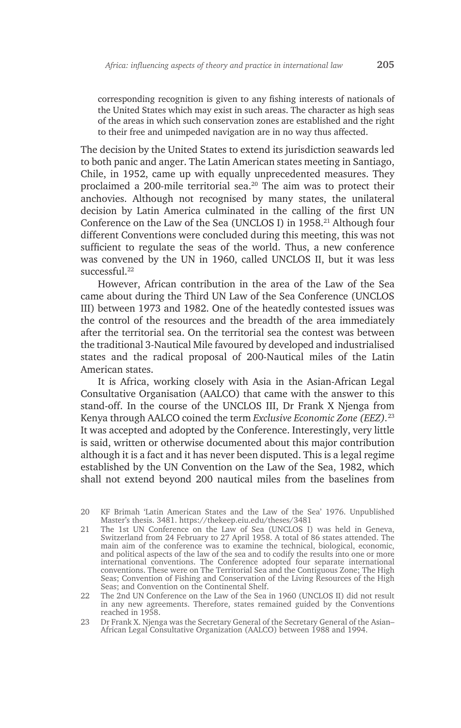corresponding recognition is given to any fishing interests of nationals of the United States which may exist in such areas. The character as high seas of the areas in which such conservation zones are established and the right to their free and unimpeded navigation are in no way thus affected.

The decision by the United States to extend its jurisdiction seawards led to both panic and anger. The Latin American states meeting in Santiago, Chile, in 1952, came up with equally unprecedented measures. They proclaimed a 200-mile territorial sea.[20] The aim was to protect their anchovies. Although not recognised by many states, the unilateral decision by Latin America culminated in the calling of the first UN Conference on the Law of the Sea (UNCLOS I) in 1958.[21] Although four different Conventions were concluded during this meeting, this was not sufficient to regulate the seas of the world. Thus, a new conference was convened by the UN in 1960, called UNCLOS II, but it was less successful.[22]

However, African contribution in the area of the Law of the Sea came about during the Third UN Law of the Sea Conference (UNCLOS III) between 1973 and 1982. One of the heatedly contested issues was the control of the resources and the breadth of the area immediately after the territorial sea. On the territorial sea the contest was between the traditional 3-Nautical Mile favoured by developed and industrialised states and the radical proposal of 200-Nautical miles of the Latin American states.

It is Africa, working closely with Asia in the Asian-African Legal Consultative Organisation (AALCO) that came with the answer to this stand-off. In the course of the UNCLOS III, Dr Frank X Njenga from Kenya through AALCO coined the term *Exclusive Economic Zone (EEZ)*.[23] It was accepted and adopted by the Conference. Interestingly, very little is said, written or otherwise documented about this major contribution although it is a fact and it has never been disputed. This is a legal regime established by the UN Convention on the Law of the Sea, 1982, which shall not extend beyond 200 nautical miles from the baselines from

20 KF Brimah 'Latin American States and the Law of the Sea' 1976. Unpublished Master's thesis. 3481. https://thekeep.eiu.edu/theses/3481

21 The 1st UN Conference on the Law of Sea (UNCLOS I) was held in Geneva, Switzerland from 24 February to 27 April 1958. A total of 86 states attended. The main aim of the conference was to examine the technical, biological, economic, and political aspects of the law of the sea and to codify the results into one or more international conventions. The Conference adopted four separate international conventions. These were on The Territorial Sea and the Contiguous Zone; The High Seas; Convention of Fishing and Conservation of the Living Resources of the High Seas; and Convention on the Continental Shelf.

22 The 2nd UN Conference on the Law of the Sea in 1960 (UNCLOS II) did not result in any new agreements. Therefore, states remained guided by the Conventions reached in 1958.

23 Dr Frank X. Njenga was the Secretary General of the Secretary General of the Asian–African Legal Consultative Organization (AALCO) between 1988 and 1994.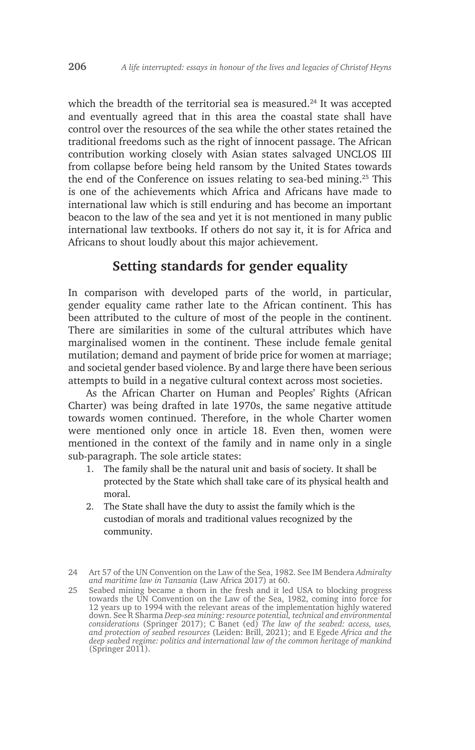which the breadth of the territorial sea is measured.[24] It was accepted and eventually agreed that in this area the coastal state shall have control over the resources of the sea while the other states retained the traditional freedoms such as the right of innocent passage. The African contribution working closely with Asian states salvaged UNCLOS III from collapse before being held ransom by the United States towards the end of the Conference on issues relating to sea-bed mining.[25] This is one of the achievements which Africa and Africans have made to international law which is still enduring and has become an important beacon to the law of the sea and yet it is not mentioned in many public international law textbooks. If others do not say it, it is for Africa and Africans to shout loudly about this major achievement.

## Setting standards for gender equality

In comparison with developed parts of the world, in particular, gender equality came rather late to the African continent. This has been attributed to the culture of most of the people in the continent. There are similarities in some of the cultural attributes which have marginalised women in the continent. These include female genital mutilation; demand and payment of bride price for women at marriage; and societal gender based violence. By and large there have been serious attempts to build in a negative cultural context across most societies.

As the African Charter on Human and Peoples' Rights (African Charter) was being drafted in late 1970s, the same negative attitude towards women continued. Therefore, in the whole Charter women were mentioned only once in article 18. Even then, women were mentioned in the context of the family and in name only in a single sub-paragraph. The sole article states:

1. The family shall be the natural unit and basis of society. It shall be protected by the State which shall take care of its physical health and moral.
2. The State shall have the duty to assist the family which is the custodian of morals and traditional values recognized by the community.

---

24 Art 57 of the UN Convention on the Law of the Sea, 1982. See IM Bendera *Admiralty and maritime law in Tanzania* (Law Africa 2017) at 60.

25 Seabed mining became a thorn in the fresh and it led USA to blocking progress towards the UN Convention on the Law of the Sea, 1982, coming into force for 12 years up to 1994 with the relevant areas of the implementation highly watered down. See R Sharma *Deep-sea mining: resource potential, technical and environmental considerations* (Springer 2017); C Banet (ed) *The law of the seabed: access, uses, and protection of seabed resources* (Leiden: Brill, 2021); and E Egede *Africa and the deep seabed regime: politics and international law of the common heritage of mankind* (Springer 2011).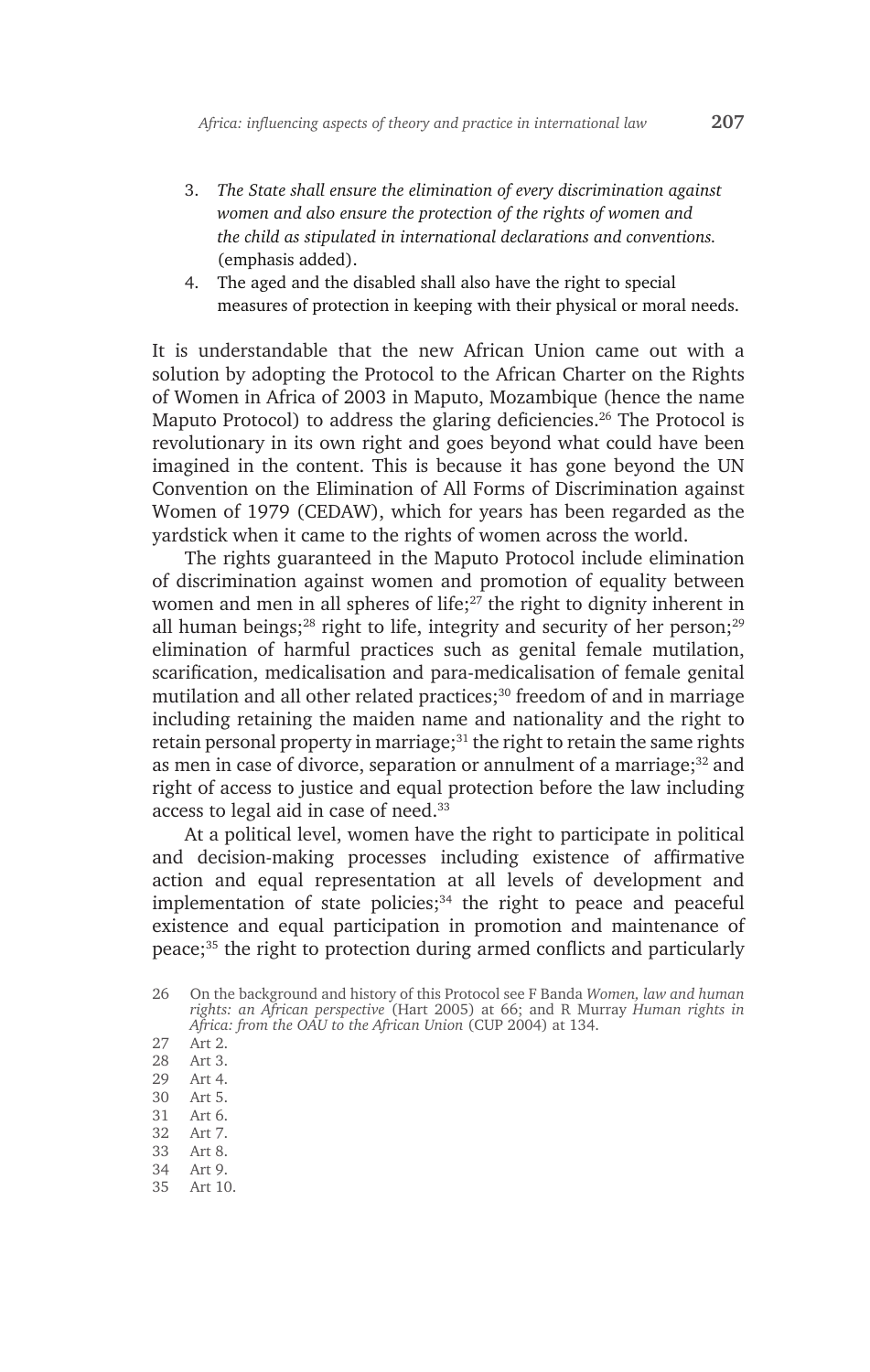3. *The State shall ensure the elimination of every discrimination against women and also ensure the protection of the rights of women and the child as stipulated in international declarations and conventions.* (emphasis added).
4. The aged and the disabled shall also have the right to special measures of protection in keeping with their physical or moral needs.

It is understandable that the new African Union came out with a solution by adopting the Protocol to the African Charter on the Rights of Women in Africa of 2003 in Maputo, Mozambique (hence the name Maputo Protocol) to address the glaring deficiencies.[26] The Protocol is revolutionary in its own right and goes beyond what could have been imagined in the content. This is because it has gone beyond the UN Convention on the Elimination of All Forms of Discrimination against Women of 1979 (CEDAW), which for years has been regarded as the yardstick when it came to the rights of women across the world.

The rights guaranteed in the Maputo Protocol include elimination of discrimination against women and promotion of equality between women and men in all spheres of life;[27] the right to dignity inherent in all human beings;[28] right to life, integrity and security of her person;[29] elimination of harmful practices such as genital female mutilation, scarification, medicalisation and para-medicalisation of female genital mutilation and all other related practices;[30] freedom of and in marriage including retaining the maiden name and nationality and the right to retain personal property in marriage;[31] the right to retain the same rights as men in case of divorce, separation or annulment of a marriage;[32] and right of access to justice and equal protection before the law including access to legal aid in case of need.[33]

At a political level, women have the right to participate in political and decision-making processes including existence of affirmative action and equal representation at all levels of development and implementation of state policies;[34] the right to peace and peaceful existence and equal participation in promotion and maintenance of peace;[35] the right to protection during armed conflicts and particularly

26 On the background and history of this Protocol see F Banda *Women, law and human rights: an African perspective* (Hart 2005) at 66; and R Murray *Human rights in Africa: from the OAU to the African Union* (CUP 2004) at 134.

27 Art 2.

28 Art 3.

29 Art 4.

30 Art 5.

31 Art 6.

32 Art 7.

33 Art 8.

34 Art 9.

35 Art 10.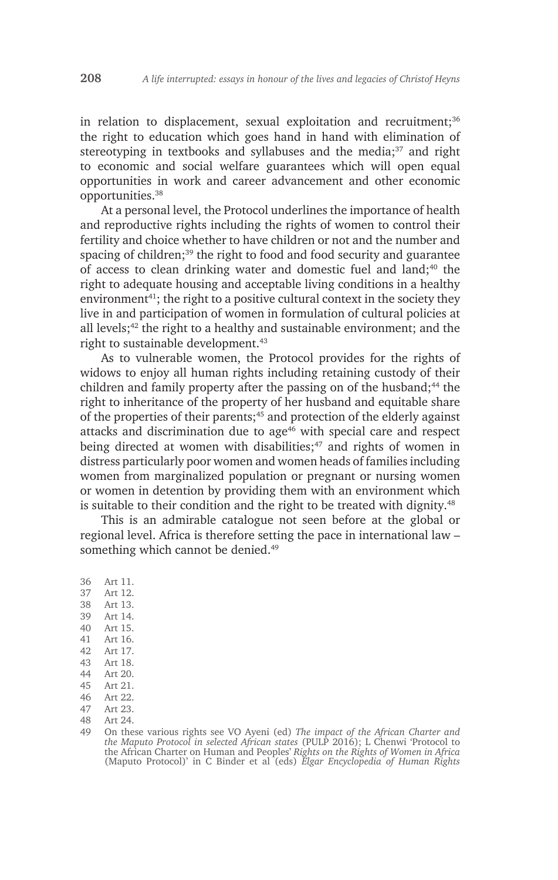in relation to displacement, sexual exploitation and recruitment;[36] the right to education which goes hand in hand with elimination of stereotyping in textbooks and syllabuses and the media;[37] and right to economic and social welfare guarantees which will open equal opportunities in work and career advancement and other economic opportunities.[38]

At a personal level, the Protocol underlines the importance of health and reproductive rights including the rights of women to control their fertility and choice whether to have children or not and the number and spacing of children;[39] the right to food and food security and guarantee of access to clean drinking water and domestic fuel and land;[40] the right to adequate housing and acceptable living conditions in a healthy environment[41]; the right to a positive cultural context in the society they live in and participation of women in formulation of cultural policies at all levels;[42] the right to a healthy and sustainable environment; and the right to sustainable development.[43]

As to vulnerable women, the Protocol provides for the rights of widows to enjoy all human rights including retaining custody of their children and family property after the passing on of the husband;[44] the right to inheritance of the property of her husband and equitable share of the properties of their parents;[45] and protection of the elderly against attacks and discrimination due to age[46] with special care and respect being directed at women with disabilities;[47] and rights of women in distress particularly poor women and women heads of families including women from marginalized population or pregnant or nursing women or women in detention by providing them with an environment which is suitable to their condition and the right to be treated with dignity.[48]

This is an admirable catalogue not seen before at the global or regional level. Africa is therefore setting the pace in international law – something which cannot be denied.[49]

36 Art 11.
37 Art 12.
38 Art 13.
39 Art 14.
40 Art 15.
41 Art 16.
42 Art 17.
43 Art 18.
44 Art 20.
45 Art 21.
46 Art 22.
47 Art 23.
48 Art 24.
49 On these various rights see VO Ayeni (ed) *The impact of the African Charter and the Maputo Protocol in selected African states* (PULP 2016); L Chenwi 'Protocol to the African Charter on Human and Peoples' *Rights on the Rights of Women in Africa* (Maputo Protocol)' in C Binder et al (eds) *Elgar Encyclopedia of Human Rights*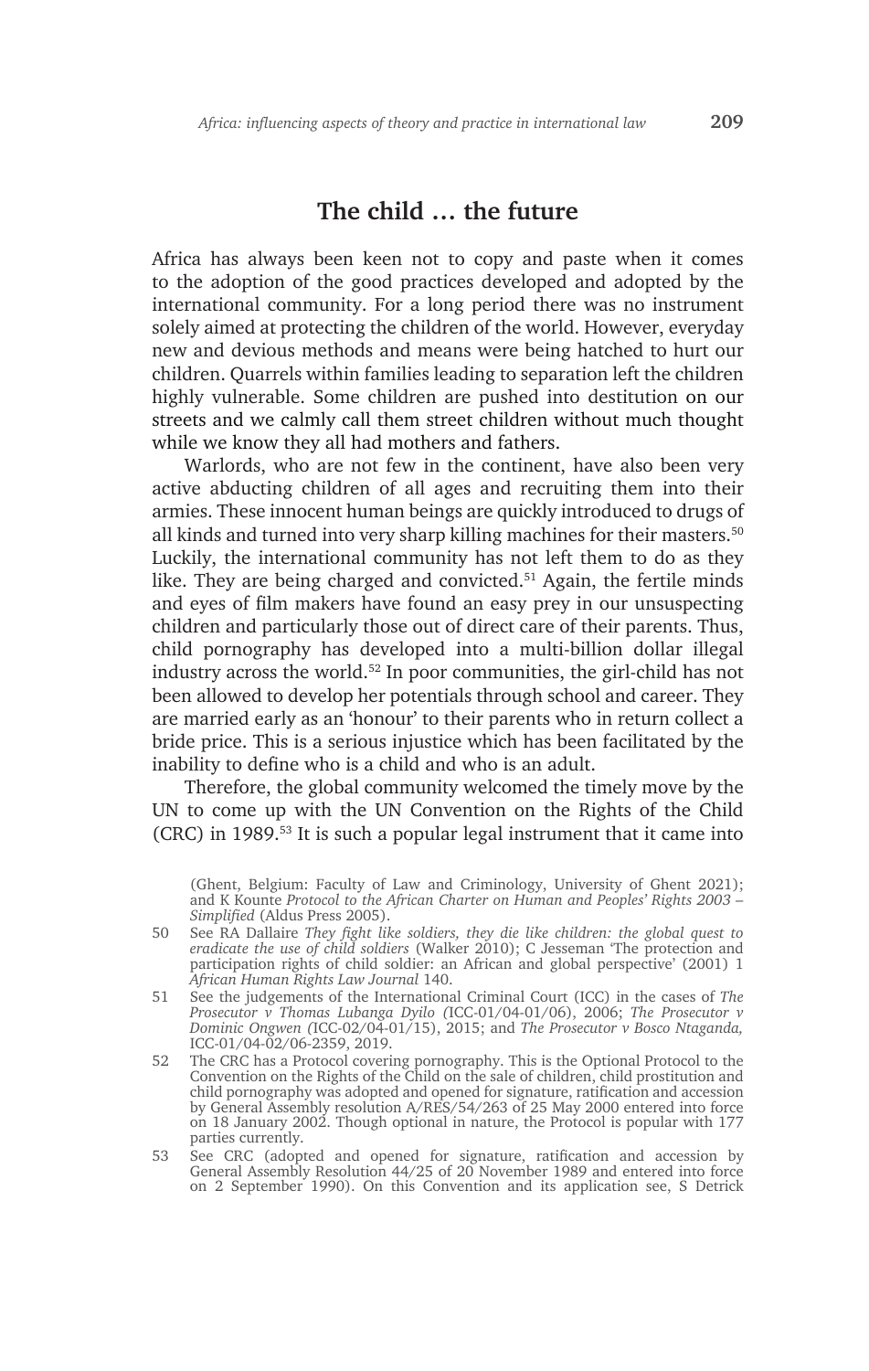## The child … the future

Africa has always been keen not to copy and paste when it comes to the adoption of the good practices developed and adopted by the international community. For a long period there was no instrument solely aimed at protecting the children of the world. However, everyday new and devious methods and means were being hatched to hurt our children. Quarrels within families leading to separation left the children highly vulnerable. Some children are pushed into destitution on our streets and we calmly call them street children without much thought while we know they all had mothers and fathers.

Warlords, who are not few in the continent, have also been very active abducting children of all ages and recruiting them into their armies. These innocent human beings are quickly introduced to drugs of all kinds and turned into very sharp killing machines for their masters.[50] Luckily, the international community has not left them to do as they like. They are being charged and convicted.[51] Again, the fertile minds and eyes of film makers have found an easy prey in our unsuspecting children and particularly those out of direct care of their parents. Thus, child pornography has developed into a multi-billion dollar illegal industry across the world.[52] In poor communities, the girl-child has not been allowed to develop her potentials through school and career. They are married early as an 'honour' to their parents who in return collect a bride price. This is a serious injustice which has been facilitated by the inability to define who is a child and who is an adult.

Therefore, the global community welcomed the timely move by the UN to come up with the UN Convention on the Rights of the Child (CRC) in 1989.[53] It is such a popular legal instrument that it came into

---

(Ghent, Belgium: Faculty of Law and Criminology, University of Ghent 2021); and K Kounte *Protocol to the African Charter on Human and Peoples' Rights 2003 – Simplified* (Aldus Press 2005).

50 See RA Dallaire *They fight like soldiers, they die like children: the global quest to eradicate the use of child soldiers* (Walker 2010); C Jesseman 'The protection and participation rights of child soldier: an African and global perspective' (2001) 1 *African Human Rights Law Journal* 140.

51 See the judgements of the International Criminal Court (ICC) in the cases of *The Prosecutor v Thomas Lubanga Dyilo (*ICC-01/04-01/06), 2006; *The Prosecutor v Dominic Ongwen (*ICC-02/04-01/15), 2015; and *The Prosecutor v Bosco Ntaganda,* ICC-01/04-02/06-2359, 2019.

52 The CRC has a Protocol covering pornography. This is the Optional Protocol to the Convention on the Rights of the Child on the sale of children, child prostitution and child pornography was adopted and opened for signature, ratification and accession by General Assembly resolution A/RES/54/263 of 25 May 2000 entered into force on 18 January 2002. Though optional in nature, the Protocol is popular with 177 parties currently.

53 See CRC (adopted and opened for signature, ratification and accession by General Assembly Resolution 44/25 of 20 November 1989 and entered into force on 2 September 1990). On this Convention and its application see, S Detrick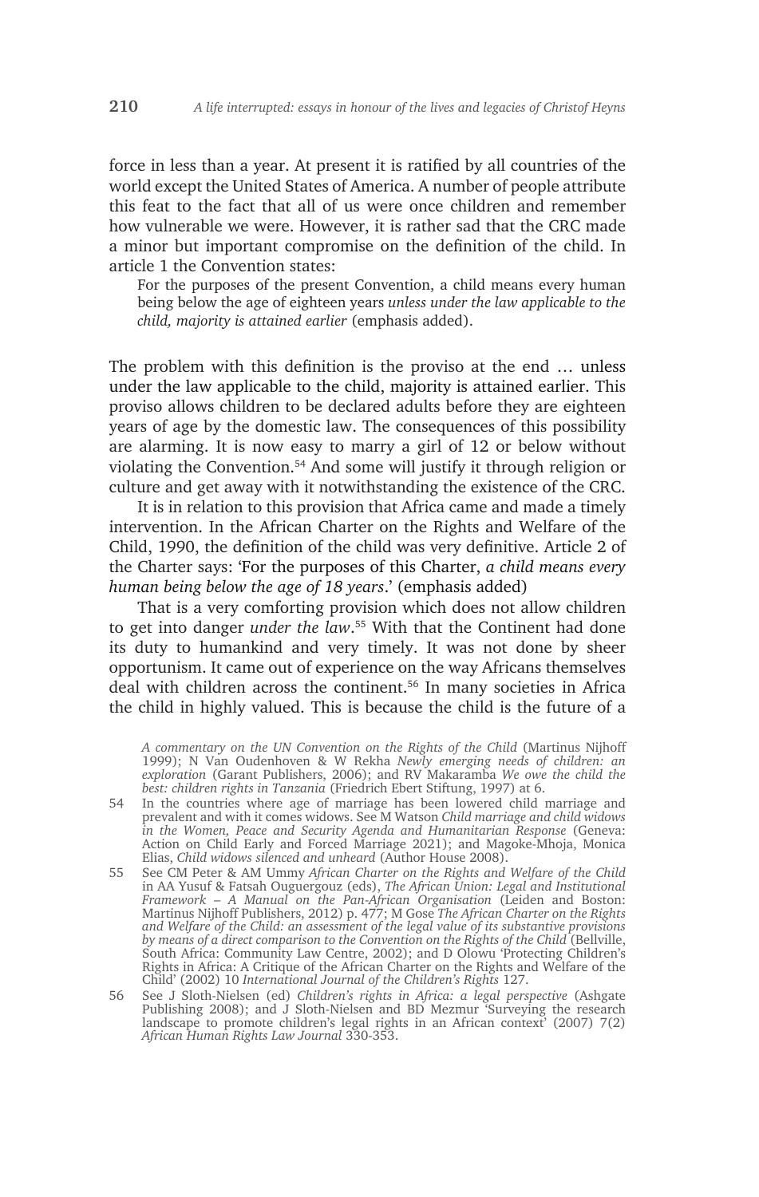force in less than a year. At present it is ratified by all countries of the world except the United States of America. A number of people attribute this feat to the fact that all of us were once children and remember how vulnerable we were. However, it is rather sad that the CRC made a minor but important compromise on the definition of the child. In article 1 the Convention states:

> For the purposes of the present Convention, a child means every human being below the age of eighteen years *unless under the law applicable to the child, majority is attained earlier* (emphasis added).

The problem with this definition is the proviso at the end … unless under the law applicable to the child, majority is attained earlier. This proviso allows children to be declared adults before they are eighteen years of age by the domestic law. The consequences of this possibility are alarming. It is now easy to marry a girl of 12 or below without violating the Convention.[54] And some will justify it through religion or culture and get away with it notwithstanding the existence of the CRC.

It is in relation to this provision that Africa came and made a timely intervention. In the African Charter on the Rights and Welfare of the Child, 1990, the definition of the child was very definitive. Article 2 of the Charter says: 'For the purposes of this Charter, *a child means every human being below the age of 18 years*.' (emphasis added)

That is a very comforting provision which does not allow children to get into danger *under the law*.[55] With that the Continent had done its duty to humankind and very timely. It was not done by sheer opportunism. It came out of experience on the way Africans themselves deal with children across the continent.[56] In many societies in Africa the child in highly valued. This is because the child is the future of a

*A commentary on the UN Convention on the Rights of the Child* (Martinus Nijhoff 1999); N Van Oudenhoven & W Rekha *Newly emerging needs of children: an exploration* (Garant Publishers, 2006); and RV Makaramba *We owe the child the best: children rights in Tanzania* (Friedrich Ebert Stiftung, 1997) at 6.

54 In the countries where age of marriage has been lowered child marriage and prevalent and with it comes widows. See M Watson *Child marriage and child widows in the Women, Peace and Security Agenda and Humanitarian Response* (Geneva: Action on Child Early and Forced Marriage 2021); and Magoke-Mhoja, Monica Elias, *Child widows silenced and unheard* (Author House 2008).

55 See CM Peter & AM Ummy *African Charter on the Rights and Welfare of the Child* in AA Yusuf & Fatsah Ouguergouz (eds), *The African Union: Legal and Institutional Framework – A Manual on the Pan-African Organisation* (Leiden and Boston: Martinus Nijhoff Publishers, 2012) p. 477; M Gose *The African Charter on the Rights and Welfare of the Child: an assessment of the legal value of its substantive provisions by means of a direct comparison to the Convention on the Rights of the Child* (Bellville, South Africa: Community Law Centre, 2002); and D Olowu 'Protecting Children's Rights in Africa: A Critique of the African Charter on the Rights and Welfare of the Child' (2002) 10 *International Journal of the Children's Rights* 127.

56 See J Sloth-Nielsen (ed) *Children's rights in Africa: a legal perspective* (Ashgate Publishing 2008); and J Sloth-Nielsen and BD Mezmur 'Surveying the research landscape to promote children's legal rights in an African context' (2007) 7(2) *African Human Rights Law Journal* 330-353.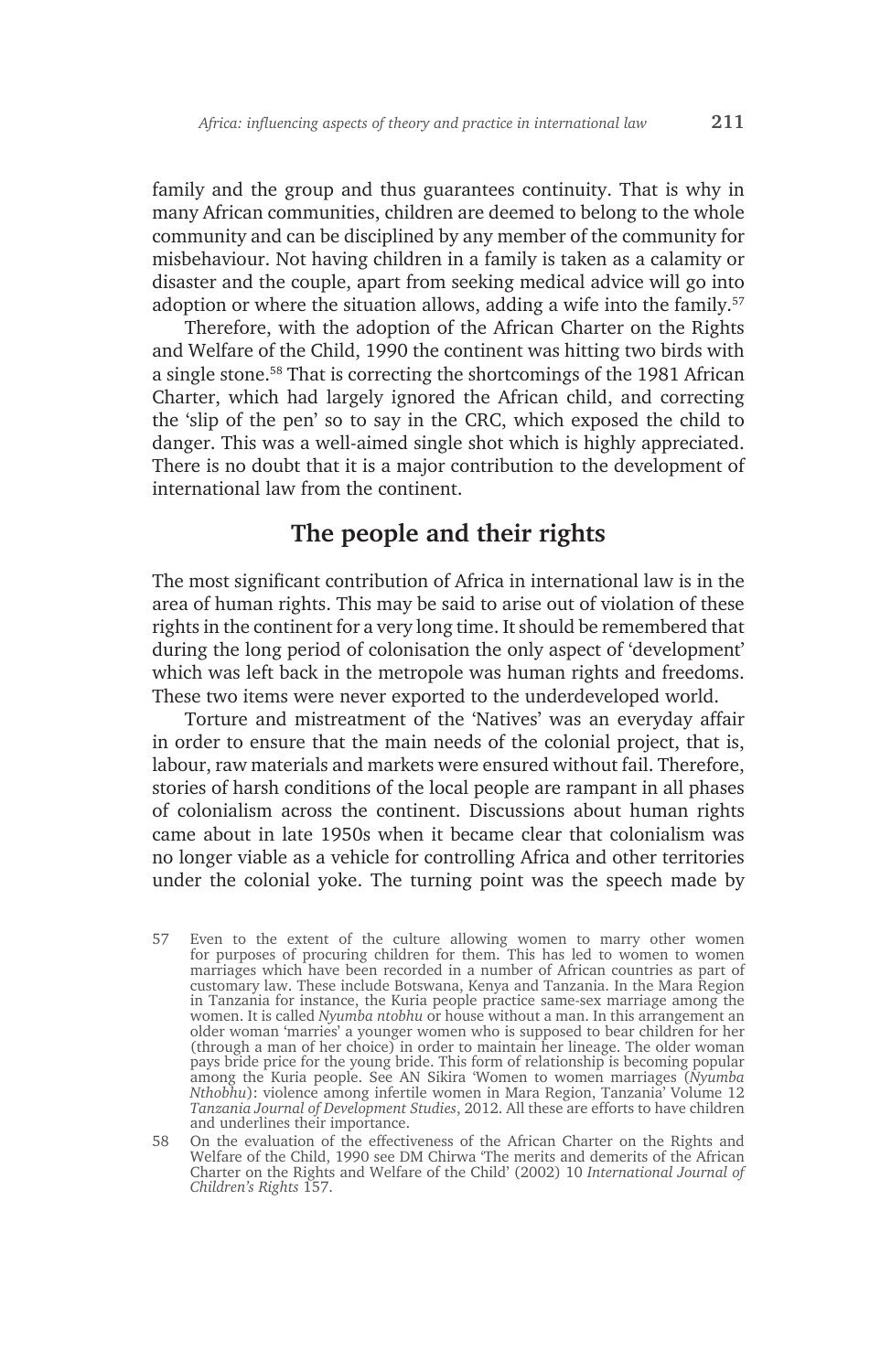family and the group and thus guarantees continuity. That is why in many African communities, children are deemed to belong to the whole community and can be disciplined by any member of the community for misbehaviour. Not having children in a family is taken as a calamity or disaster and the couple, apart from seeking medical advice will go into adoption or where the situation allows, adding a wife into the family.[57]

Therefore, with the adoption of the African Charter on the Rights and Welfare of the Child, 1990 the continent was hitting two birds with a single stone.[58] That is correcting the shortcomings of the 1981 African Charter, which had largely ignored the African child, and correcting the 'slip of the pen' so to say in the CRC, which exposed the child to danger. This was a well-aimed single shot which is highly appreciated. There is no doubt that it is a major contribution to the development of international law from the continent.

## The people and their rights

The most significant contribution of Africa in international law is in the area of human rights. This may be said to arise out of violation of these rights in the continent for a very long time. It should be remembered that during the long period of colonisation the only aspect of 'development' which was left back in the metropole was human rights and freedoms. These two items were never exported to the underdeveloped world.

Torture and mistreatment of the 'Natives' was an everyday affair in order to ensure that the main needs of the colonial project, that is, labour, raw materials and markets were ensured without fail. Therefore, stories of harsh conditions of the local people are rampant in all phases of colonialism across the continent. Discussions about human rights came about in late 1950s when it became clear that colonialism was no longer viable as a vehicle for controlling Africa and other territories under the colonial yoke. The turning point was the speech made by

---

57 Even to the extent of the culture allowing women to marry other women for purposes of procuring children for them. This has led to women to women marriages which have been recorded in a number of African countries as part of customary law. These include Botswana, Kenya and Tanzania. In the Mara Region in Tanzania for instance, the Kuria people practice same-sex marriage among the women. It is called *Nyumba ntobhu* or house without a man. In this arrangement an older woman 'marries' a younger women who is supposed to bear children for her (through a man of her choice) in order to maintain her lineage. The older woman pays bride price for the young bride. This form of relationship is becoming popular among the Kuria people. See AN Sikira 'Women to women marriages (*Nyumba Nthobhu*): violence among infertile women in Mara Region, Tanzania' Volume 12 *Tanzania Journal of Development Studies*, 2012. All these are efforts to have children and underlines their importance.

58 On the evaluation of the effectiveness of the African Charter on the Rights and Welfare of the Child, 1990 see DM Chirwa 'The merits and demerits of the African Charter on the Rights and Welfare of the Child' (2002) 10 *International Journal of Children's Rights* 157.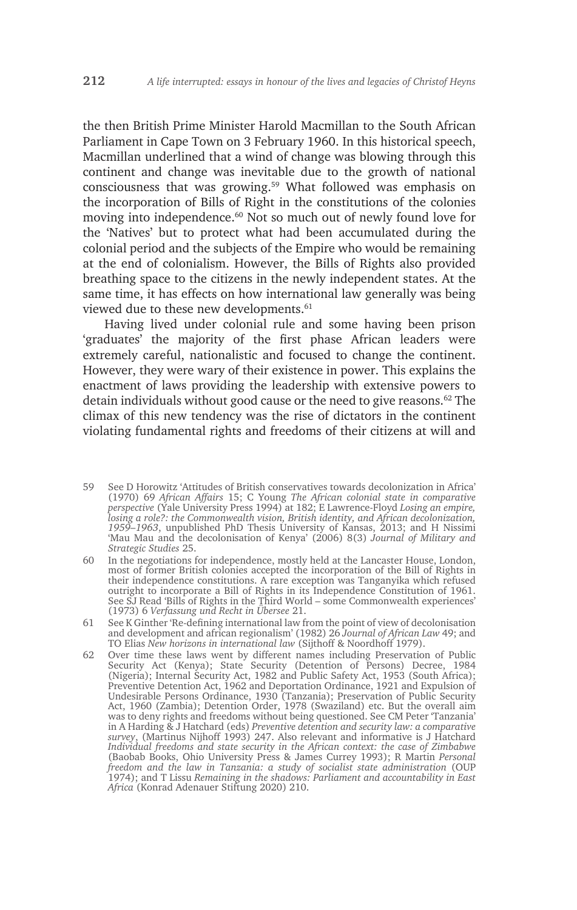the then British Prime Minister Harold Macmillan to the South African Parliament in Cape Town on 3 February 1960. In this historical speech, Macmillan underlined that a wind of change was blowing through this continent and change was inevitable due to the growth of national consciousness that was growing.[59] What followed was emphasis on the incorporation of Bills of Right in the constitutions of the colonies moving into independence.[60] Not so much out of newly found love for the 'Natives' but to protect what had been accumulated during the colonial period and the subjects of the Empire who would be remaining at the end of colonialism. However, the Bills of Rights also provided breathing space to the citizens in the newly independent states. At the same time, it has effects on how international law generally was being viewed due to these new developments.[61]

Having lived under colonial rule and some having been prison 'graduates' the majority of the first phase African leaders were extremely careful, nationalistic and focused to change the continent. However, they were wary of their existence in power. This explains the enactment of laws providing the leadership with extensive powers to detain individuals without good cause or the need to give reasons.[62] The climax of this new tendency was the rise of dictators in the continent violating fundamental rights and freedoms of their citizens at will and

---

59 See D Horowitz 'Attitudes of British conservatives towards decolonization in Africa' (1970) 69 *African Affairs* 15; C Young *The African colonial state in comparative perspective* (Yale University Press 1994) at 182; E Lawrence-Floyd *Losing an empire, losing a role?: the Commonwealth vision, British identity, and African decolonization, 1959–1963*, unpublished PhD Thesis University of Kansas, 2013; and H Nissimi 'Mau Mau and the decolonisation of Kenya' (2006) 8(3) *Journal of Military and Strategic Studies* 25.

60 In the negotiations for independence, mostly held at the Lancaster House, London, most of former British colonies accepted the incorporation of the Bill of Rights in their independence constitutions. A rare exception was Tanganyika which refused outright to incorporate a Bill of Rights in its Independence Constitution of 1961. See SJ Read 'Bills of Rights in the Third World – some Commonwealth experiences' (1973) 6 *Verfassung und Recht in Übersee* 21.

61 See K Ginther 'Re-defining international law from the point of view of decolonisation and development and african regionalism' (1982) 26 *Journal of African Law* 49; and TO Elias *New horizons in international law* (Sijthoff & Noordhoff 1979).

62 Over time these laws went by different names including Preservation of Public Security Act (Kenya); State Security (Detention of Persons) Decree, 1984 (Nigeria); Internal Security Act, 1982 and Public Safety Act, 1953 (South Africa); Preventive Detention Act, 1962 and Deportation Ordinance, 1921 and Expulsion of Undesirable Persons Ordinance, 1930 (Tanzania); Preservation of Public Security Act, 1960 (Zambia); Detention Order, 1978 (Swaziland) etc. But the overall aim was to deny rights and freedoms without being questioned. See CM Peter 'Tanzania' in A Harding & J Hatchard (eds) *Preventive detention and security law: a comparative survey*, (Martinus Nijhoff 1993) 247. Also relevant and informative is J Hatchard *Individual freedoms and state security in the African context: the case of Zimbabwe* (Baobab Books, Ohio University Press & James Currey 1993); R Martin *Personal freedom and the law in Tanzania: a study of socialist state administration* (OUP 1974); and T Lissu *Remaining in the shadows: Parliament and accountability in East Africa* (Konrad Adenauer Stiftung 2020) 210.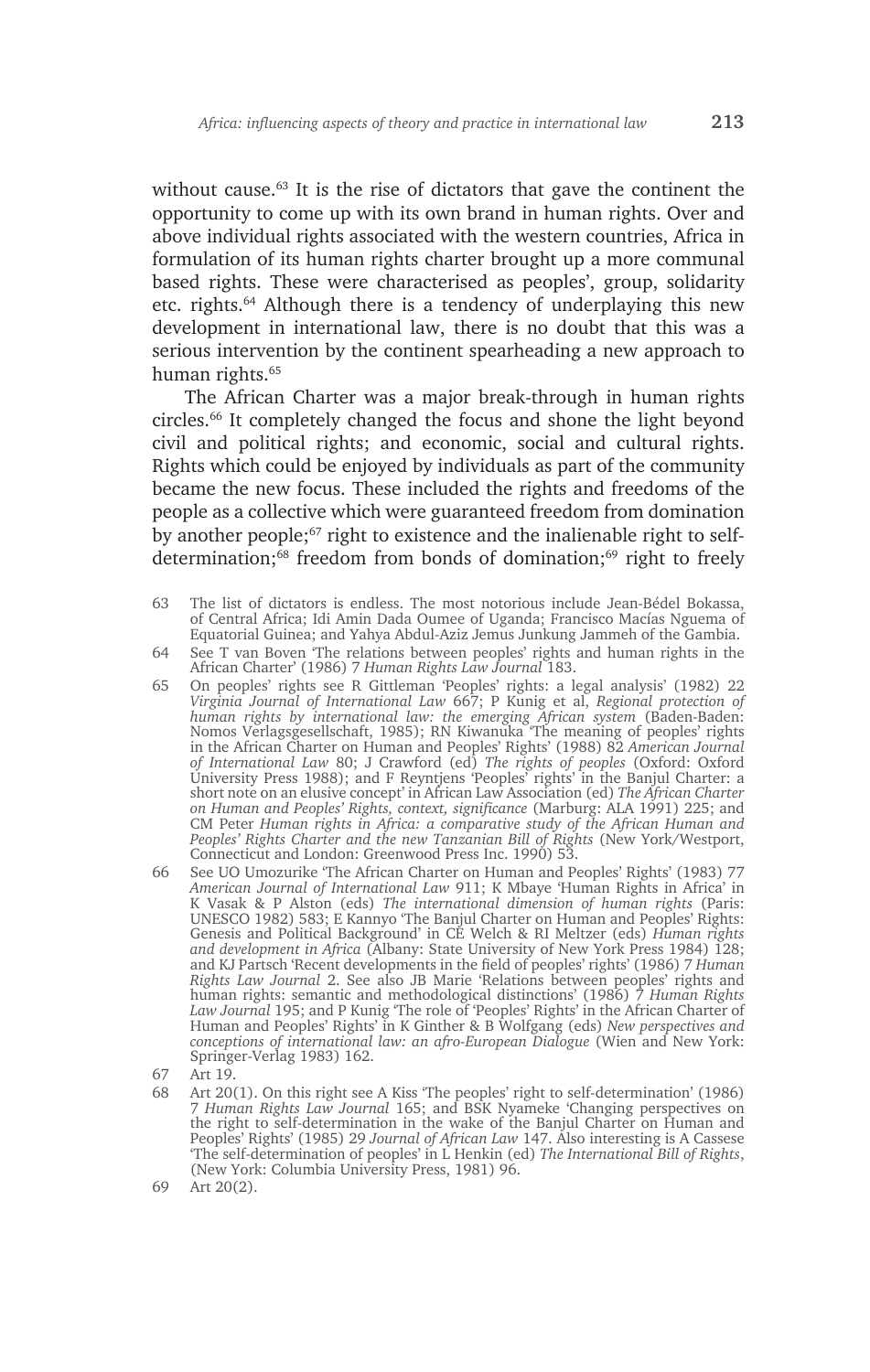without cause.[63] It is the rise of dictators that gave the continent the opportunity to come up with its own brand in human rights. Over and above individual rights associated with the western countries, Africa in formulation of its human rights charter brought up a more communal based rights. These were characterised as peoples', group, solidarity etc. rights.[64] Although there is a tendency of underplaying this new development in international law, there is no doubt that this was a serious intervention by the continent spearheading a new approach to human rights.[65]

The African Charter was a major break-through in human rights circles.[66] It completely changed the focus and shone the light beyond civil and political rights; and economic, social and cultural rights. Rights which could be enjoyed by individuals as part of the community became the new focus. These included the rights and freedoms of the people as a collective which were guaranteed freedom from domination by another people;[67] right to existence and the inalienable right to self-determination;[68] freedom from bonds of domination;[69] right to freely

63 The list of dictators is endless. The most notorious include Jean-Bédel Bokassa, of Central Africa; Idi Amin Dada Oumee of Uganda; Francisco Macías Nguema of Equatorial Guinea; and Yahya Abdul-Aziz Jemus Junkung Jammeh of the Gambia.

64 See T van Boven 'The relations between peoples' rights and human rights in the African Charter' (1986) 7 *Human Rights Law Journal* 183.

65 On peoples' rights see R Gittleman 'Peoples' rights: a legal analysis' (1982) 22 *Virginia Journal of International Law* 667; P Kunig et al, *Regional protection of human rights by international law: the emerging African system* (Baden-Baden: Nomos Verlagsgesellschaft, 1985); RN Kiwanuka 'The meaning of peoples' rights in the African Charter on Human and Peoples' Rights' (1988) 82 *American Journal of International Law* 80; J Crawford (ed) *The rights of peoples* (Oxford: Oxford University Press 1988); and F Reyntjens 'Peoples' rights' in the Banjul Charter: a short note on an elusive concept' in African Law Association (ed) *The African Charter on Human and Peoples' Rights, context, significance* (Marburg: ALA 1991) 225; and CM Peter *Human rights in Africa: a comparative study of the African Human and Peoples' Rights Charter and the new Tanzanian Bill of Rights* (New York/Westport, Connecticut and London: Greenwood Press Inc. 1990) 53.

66 See UO Umozurike 'The African Charter on Human and Peoples' Rights' (1983) 77 *American Journal of International Law* 911; K Mbaye 'Human Rights in Africa' in K Vasak & P Alston (eds) *The international dimension of human rights* (Paris: UNESCO 1982) 583; E Kannyo 'The Banjul Charter on Human and Peoples' Rights: Genesis and Political Background' in CE Welch & RI Meltzer (eds) *Human rights and development in Africa* (Albany: State University of New York Press 1984) 128; and KJ Partsch 'Recent developments in the field of peoples' rights' (1986) 7 *Human Rights Law Journal* 2. See also JB Marie 'Relations between peoples' rights and human rights: semantic and methodological distinctions' (1986) 7 *Human Rights Law Journal* 195; and P Kunig 'The role of 'Peoples' Rights' in the African Charter of Human and Peoples' Rights' in K Ginther & B Wolfgang (eds) *New perspectives and conceptions of international law: an afro-European Dialogue* (Wien and New York: Springer-Verlag 1983) 162.

67 Art 19.

68 Art 20(1). On this right see A Kiss 'The peoples' right to self-determination' (1986) 7 *Human Rights Law Journal* 165; and BSK Nyameke 'Changing perspectives on the right to self-determination in the wake of the Banjul Charter on Human and Peoples' Rights' (1985) 29 *Journal of African Law* 147. Also interesting is A Cassese 'The self-determination of peoples' in L Henkin (ed) *The International Bill of Rights*, (New York: Columbia University Press, 1981) 96.

69 Art 20(2).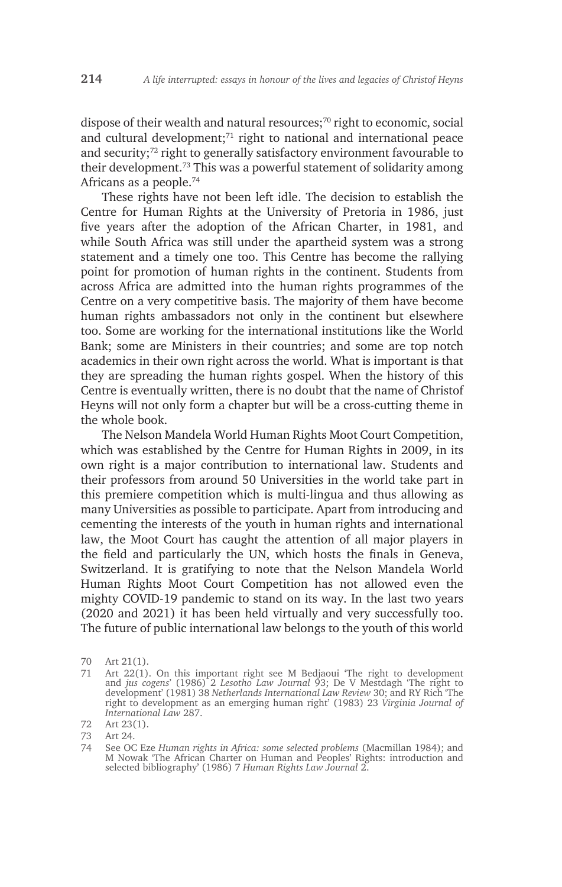dispose of their wealth and natural resources;[70] right to economic, social and cultural development;[71] right to national and international peace and security;[72] right to generally satisfactory environment favourable to their development.[73] This was a powerful statement of solidarity among Africans as a people.[74]

These rights have not been left idle. The decision to establish the Centre for Human Rights at the University of Pretoria in 1986, just five years after the adoption of the African Charter, in 1981, and while South Africa was still under the apartheid system was a strong statement and a timely one too. This Centre has become the rallying point for promotion of human rights in the continent. Students from across Africa are admitted into the human rights programmes of the Centre on a very competitive basis. The majority of them have become human rights ambassadors not only in the continent but elsewhere too. Some are working for the international institutions like the World Bank; some are Ministers in their countries; and some are top notch academics in their own right across the world. What is important is that they are spreading the human rights gospel. When the history of this Centre is eventually written, there is no doubt that the name of Christof Heyns will not only form a chapter but will be a cross-cutting theme in the whole book.

The Nelson Mandela World Human Rights Moot Court Competition, which was established by the Centre for Human Rights in 2009, in its own right is a major contribution to international law. Students and their professors from around 50 Universities in the world take part in this premiere competition which is multi-lingua and thus allowing as many Universities as possible to participate. Apart from introducing and cementing the interests of the youth in human rights and international law, the Moot Court has caught the attention of all major players in the field and particularly the UN, which hosts the finals in Geneva, Switzerland. It is gratifying to note that the Nelson Mandela World Human Rights Moot Court Competition has not allowed even the mighty COVID-19 pandemic to stand on its way. In the last two years (2020 and 2021) it has been held virtually and very successfully too. The future of public international law belongs to the youth of this world

70 Art 21(1).

71 Art 22(1). On this important right see M Bedjaoui 'The right to development and *jus cogens*' (1986) 2 *Lesotho Law Journal* 93; De V Mestdagh 'The right to development' (1981) 38 *Netherlands International Law Review* 30; and RY Rich 'The right to development as an emerging human right' (1983) 23 *Virginia Journal of International Law* 287.

72 Art 23(1).

73 Art 24.

74 See OC Eze *Human rights in Africa: some selected problems* (Macmillan 1984); and M Nowak 'The African Charter on Human and Peoples' Rights: introduction and selected bibliography' (1986) 7 *Human Rights Law Journal* 2.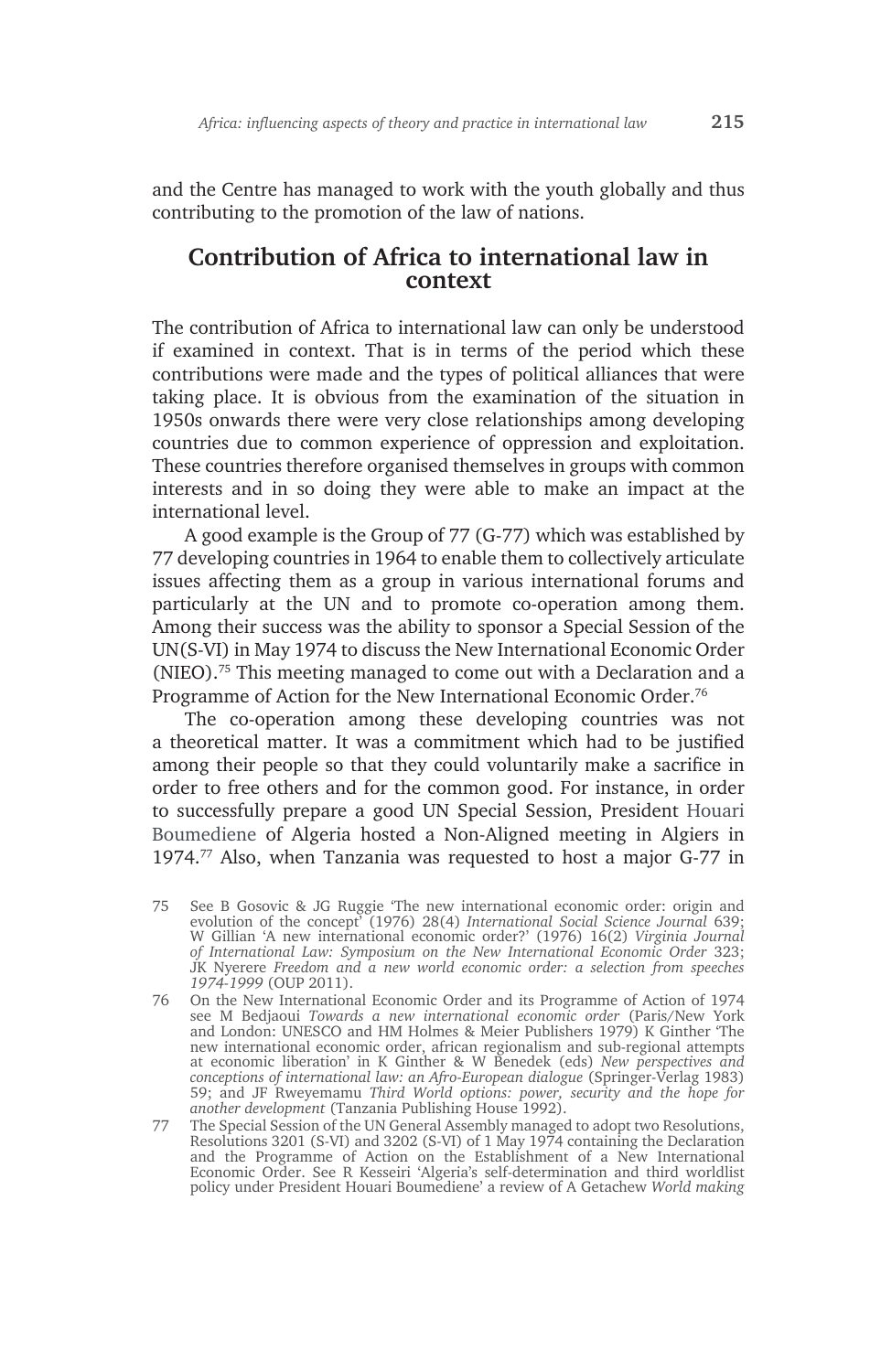and the Centre has managed to work with the youth globally and thus contributing to the promotion of the law of nations.

## Contribution of Africa to international law in context

The contribution of Africa to international law can only be understood if examined in context. That is in terms of the period which these contributions were made and the types of political alliances that were taking place. It is obvious from the examination of the situation in 1950s onwards there were very close relationships among developing countries due to common experience of oppression and exploitation. These countries therefore organised themselves in groups with common interests and in so doing they were able to make an impact at the international level.

A good example is the Group of 77 (G-77) which was established by 77 developing countries in 1964 to enable them to collectively articulate issues affecting them as a group in various international forums and particularly at the UN and to promote co-operation among them. Among their success was the ability to sponsor a Special Session of the UN(S-VI) in May 1974 to discuss the New International Economic Order (NIEO).[75] This meeting managed to come out with a Declaration and a Programme of Action for the New International Economic Order.[76]

The co-operation among these developing countries was not a theoretical matter. It was a commitment which had to be justified among their people so that they could voluntarily make a sacrifice in order to free others and for the common good. For instance, in order to successfully prepare a good UN Special Session, President Houari Boumediene of Algeria hosted a Non-Aligned meeting in Algiers in 1974.[77] Also, when Tanzania was requested to host a major G-77 in

75 See B Gosovic & JG Ruggie 'The new international economic order: origin and evolution of the concept' (1976) 28(4) *International Social Science Journal* 639; W Gillian 'A new international economic order?' (1976) 16(2) *Virginia Journal of International Law: Symposium on the New International Economic Order* 323; JK Nyerere *Freedom and a new world economic order: a selection from speeches 1974-1999* (OUP 2011).

76 On the New International Economic Order and its Programme of Action of 1974 see M Bedjaoui *Towards a new international economic order* (Paris/New York and London: UNESCO and HM Holmes & Meier Publishers 1979) K Ginther 'The new international economic order, african regionalism and sub-regional attempts at economic liberation' in K Ginther & W Benedek (eds) *New perspectives and conceptions of international law: an Afro-European dialogue* (Springer-Verlag 1983) 59; and JF Rweyemamu *Third World options: power, security and the hope for another development* (Tanzania Publishing House 1992).

77 The Special Session of the UN General Assembly managed to adopt two Resolutions, Resolutions 3201 (S-VI) and 3202 (S-VI) of 1 May 1974 containing the Declaration and the Programme of Action on the Establishment of a New International Economic Order. See R Kesseiri 'Algeria's self-determination and third worldlist policy under President Houari Boumediene' a review of A Getachew *World making*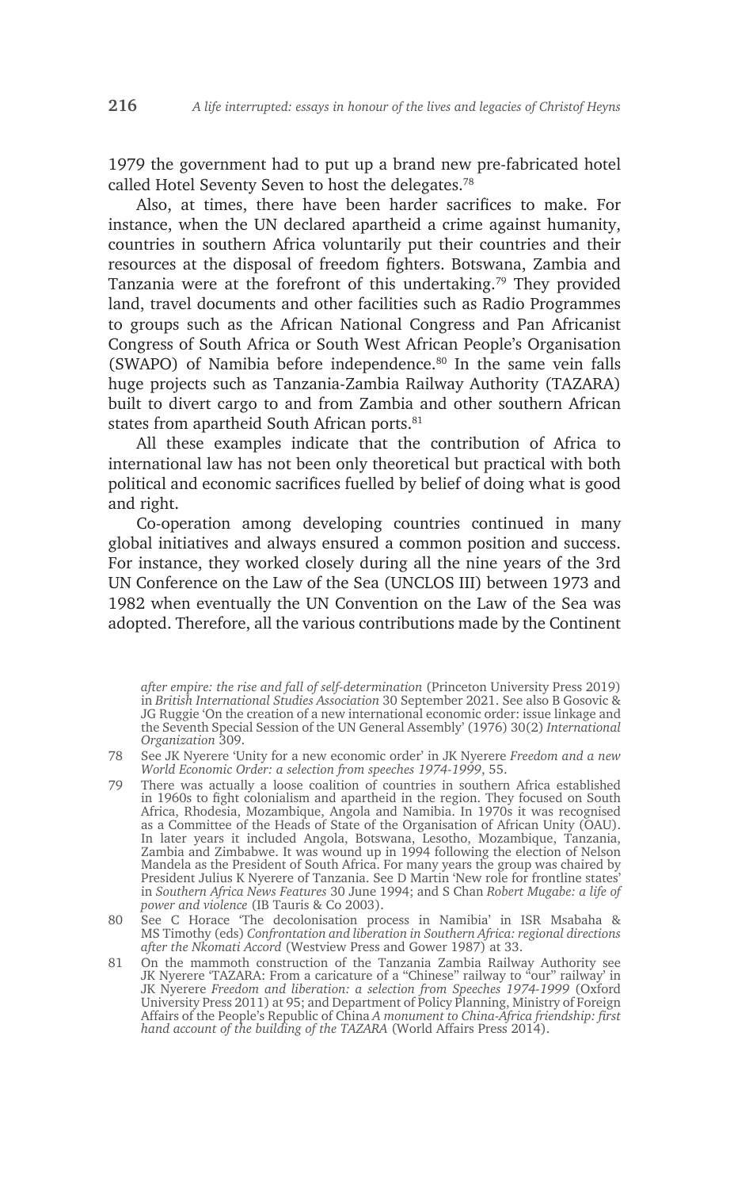1979 the government had to put up a brand new pre-fabricated hotel called Hotel Seventy Seven to host the delegates.[78]

Also, at times, there have been harder sacrifices to make. For instance, when the UN declared apartheid a crime against humanity, countries in southern Africa voluntarily put their countries and their resources at the disposal of freedom fighters. Botswana, Zambia and Tanzania were at the forefront of this undertaking.[79] They provided land, travel documents and other facilities such as Radio Programmes to groups such as the African National Congress and Pan Africanist Congress of South Africa or South West African People's Organisation (SWAPO) of Namibia before independence.[80] In the same vein falls huge projects such as Tanzania-Zambia Railway Authority (TAZARA) built to divert cargo to and from Zambia and other southern African states from apartheid South African ports.[81]

All these examples indicate that the contribution of Africa to international law has not been only theoretical but practical with both political and economic sacrifices fuelled by belief of doing what is good and right.

Co-operation among developing countries continued in many global initiatives and always ensured a common position and success. For instance, they worked closely during all the nine years of the 3rd UN Conference on the Law of the Sea (UNCLOS III) between 1973 and 1982 when eventually the UN Convention on the Law of the Sea was adopted. Therefore, all the various contributions made by the Continent

---

*after empire: the rise and fall of self-determination* (Princeton University Press 2019) in *British International Studies Association* 30 September 2021. See also B Gosovic & JG Ruggie 'On the creation of a new international economic order: issue linkage and the Seventh Special Session of the UN General Assembly' (1976) 30(2) *International Organization* 309.

78 See JK Nyerere 'Unity for a new economic order' in JK Nyerere *Freedom and a new World Economic Order: a selection from speeches 1974-1999*, 55.

79 There was actually a loose coalition of countries in southern Africa established in 1960s to fight colonialism and apartheid in the region. They focused on South Africa, Rhodesia, Mozambique, Angola and Namibia. In 1970s it was recognised as a Committee of the Heads of State of the Organisation of African Unity (OAU). In later years it included Angola, Botswana, Lesotho, Mozambique, Tanzania, Zambia and Zimbabwe. It was wound up in 1994 following the election of Nelson Mandela as the President of South Africa. For many years the group was chaired by President Julius K Nyerere of Tanzania. See D Martin 'New role for frontline states' in *Southern Africa News Features* 30 June 1994; and S Chan *Robert Mugabe: a life of power and violence* (IB Tauris & Co 2003).

80 See C Horace 'The decolonisation process in Namibia' in ISR Msabaha & MS Timothy (eds) *Confrontation and liberation in Southern Africa: regional directions after the Nkomati Accord* (Westview Press and Gower 1987) at 33.

81 On the mammoth construction of the Tanzania Zambia Railway Authority see JK Nyerere 'TAZARA: From a caricature of a "Chinese" railway to "our" railway' in JK Nyerere *Freedom and liberation: a selection from Speeches 1974-1999* (Oxford University Press 2011) at 95; and Department of Policy Planning, Ministry of Foreign Affairs of the People's Republic of China *A monument to China-Africa friendship: first hand account of the building of the TAZARA* (World Affairs Press 2014).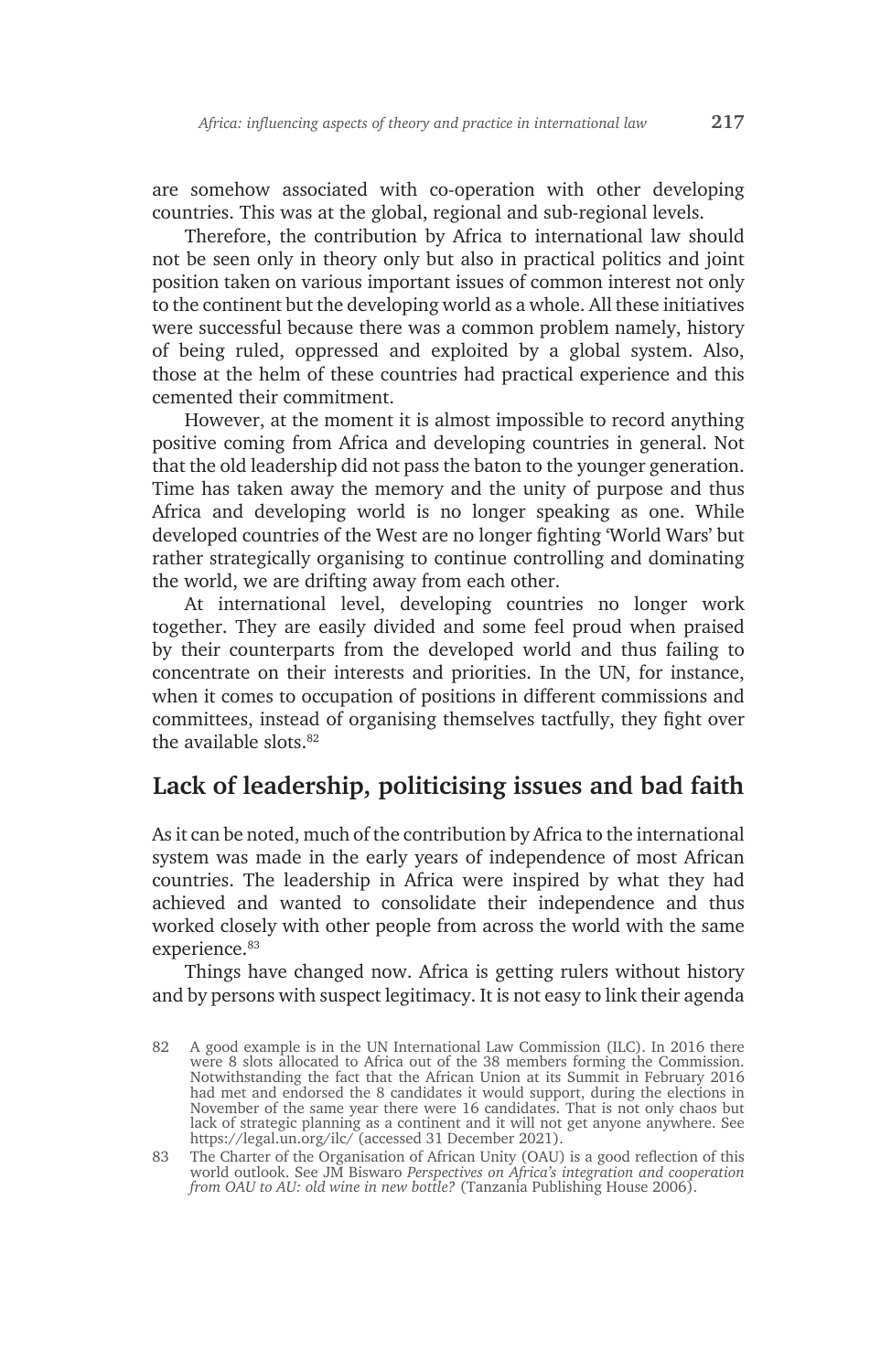are somehow associated with co-operation with other developing countries. This was at the global, regional and sub-regional levels.

Therefore, the contribution by Africa to international law should not be seen only in theory only but also in practical politics and joint position taken on various important issues of common interest not only to the continent but the developing world as a whole. All these initiatives were successful because there was a common problem namely, history of being ruled, oppressed and exploited by a global system. Also, those at the helm of these countries had practical experience and this cemented their commitment.

However, at the moment it is almost impossible to record anything positive coming from Africa and developing countries in general. Not that the old leadership did not pass the baton to the younger generation. Time has taken away the memory and the unity of purpose and thus Africa and developing world is no longer speaking as one. While developed countries of the West are no longer fighting 'World Wars' but rather strategically organising to continue controlling and dominating the world, we are drifting away from each other.

At international level, developing countries no longer work together. They are easily divided and some feel proud when praised by their counterparts from the developed world and thus failing to concentrate on their interests and priorities. In the UN, for instance, when it comes to occupation of positions in different commissions and committees, instead of organising themselves tactfully, they fight over the available slots.[82]

## Lack of leadership, politicising issues and bad faith

As it can be noted, much of the contribution by Africa to the international system was made in the early years of independence of most African countries. The leadership in Africa were inspired by what they had achieved and wanted to consolidate their independence and thus worked closely with other people from across the world with the same experience.[83]

Things have changed now. Africa is getting rulers without history and by persons with suspect legitimacy. It is not easy to link their agenda

82 A good example is in the UN International Law Commission (ILC). In 2016 there were 8 slots allocated to Africa out of the 38 members forming the Commission. Notwithstanding the fact that the African Union at its Summit in February 2016 had met and endorsed the 8 candidates it would support, during the elections in November of the same year there were 16 candidates. That is not only chaos but lack of strategic planning as a continent and it will not get anyone anywhere. See https://legal.un.org/ilc/ (accessed 31 December 2021).

83 The Charter of the Organisation of African Unity (OAU) is a good reflection of this world outlook. See JM Biswaro *Perspectives on Africa's integration and cooperation from OAU to AU: old wine in new bottle?* (Tanzania Publishing House 2006).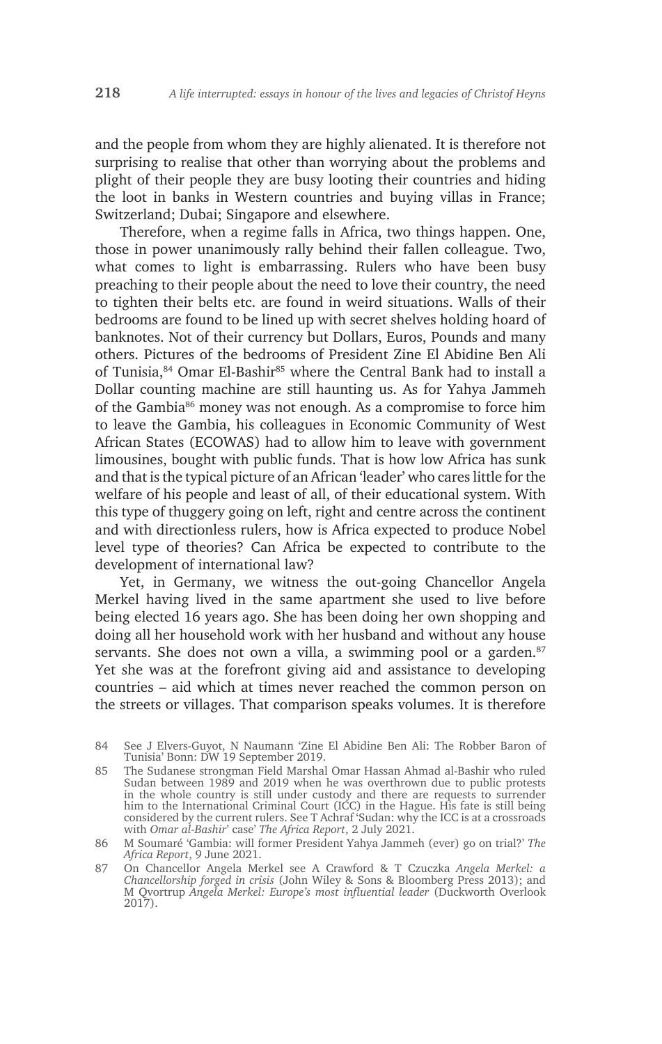and the people from whom they are highly alienated. It is therefore not surprising to realise that other than worrying about the problems and plight of their people they are busy looting their countries and hiding the loot in banks in Western countries and buying villas in France; Switzerland; Dubai; Singapore and elsewhere.

Therefore, when a regime falls in Africa, two things happen. One, those in power unanimously rally behind their fallen colleague. Two, what comes to light is embarrassing. Rulers who have been busy preaching to their people about the need to love their country, the need to tighten their belts etc. are found in weird situations. Walls of their bedrooms are found to be lined up with secret shelves holding hoard of banknotes. Not of their currency but Dollars, Euros, Pounds and many others. Pictures of the bedrooms of President Zine El Abidine Ben Ali of Tunisia,[84] Omar El-Bashir[85] where the Central Bank had to install a Dollar counting machine are still haunting us. As for Yahya Jammeh of the Gambia[86] money was not enough. As a compromise to force him to leave the Gambia, his colleagues in Economic Community of West African States (ECOWAS) had to allow him to leave with government limousines, bought with public funds. That is how low Africa has sunk and that is the typical picture of an African 'leader' who cares little for the welfare of his people and least of all, of their educational system. With this type of thuggery going on left, right and centre across the continent and with directionless rulers, how is Africa expected to produce Nobel level type of theories? Can Africa be expected to contribute to the development of international law?

Yet, in Germany, we witness the out-going Chancellor Angela Merkel having lived in the same apartment she used to live before being elected 16 years ago. She has been doing her own shopping and doing all her household work with her husband and without any house servants. She does not own a villa, a swimming pool or a garden.[87] Yet she was at the forefront giving aid and assistance to developing countries – aid which at times never reached the common person on the streets or villages. That comparison speaks volumes. It is therefore

---

84 See J Elvers-Guyot, N Naumann 'Zine El Abidine Ben Ali: The Robber Baron of Tunisia' Bonn: DW 19 September 2019.

85 The Sudanese strongman Field Marshal Omar Hassan Ahmad al-Bashir who ruled Sudan between 1989 and 2019 when he was overthrown due to public protests in the whole country is still under custody and there are requests to surrender him to the International Criminal Court (ICC) in the Hague. His fate is still being considered by the current rulers. See T Achraf 'Sudan: why the ICC is at a crossroads with *Omar al-Bashir*' case' *The Africa Report*, 2 July 2021.

86 M Soumaré 'Gambia: will former President Yahya Jammeh (ever) go on trial?' *The Africa Report*, 9 June 2021.

87 On Chancellor Angela Merkel see A Crawford & T Czuczka *Angela Merkel: a Chancellorship forged in crisis* (John Wiley & Sons & Bloomberg Press 2013); and M Qvortrup *Angela Merkel: Europe's most influential leader* (Duckworth Overlook 2017).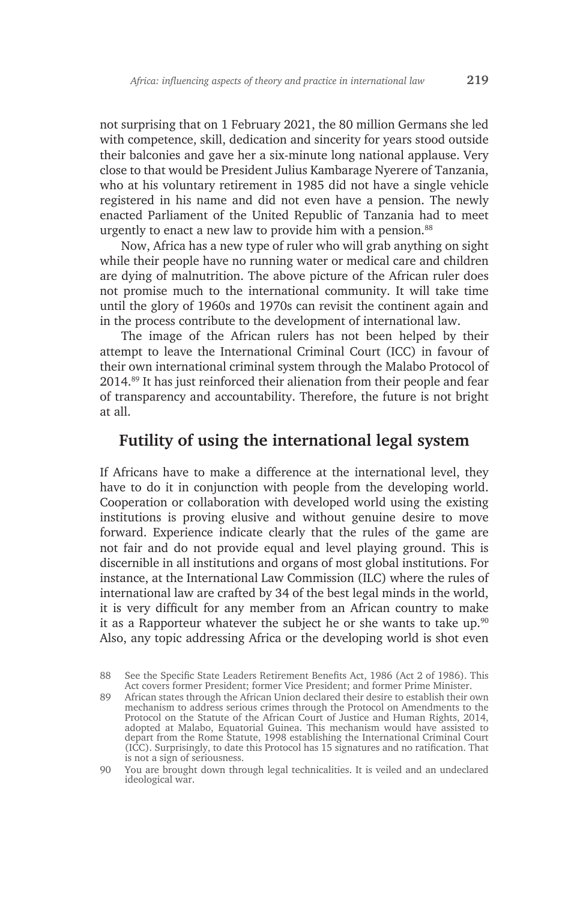not surprising that on 1 February 2021, the 80 million Germans she led with competence, skill, dedication and sincerity for years stood outside their balconies and gave her a six-minute long national applause. Very close to that would be President Julius Kambarage Nyerere of Tanzania, who at his voluntary retirement in 1985 did not have a single vehicle registered in his name and did not even have a pension. The newly enacted Parliament of the United Republic of Tanzania had to meet urgently to enact a new law to provide him with a pension.[88]

Now, Africa has a new type of ruler who will grab anything on sight while their people have no running water or medical care and children are dying of malnutrition. The above picture of the African ruler does not promise much to the international community. It will take time until the glory of 1960s and 1970s can revisit the continent again and in the process contribute to the development of international law.

The image of the African rulers has not been helped by their attempt to leave the International Criminal Court (ICC) in favour of their own international criminal system through the Malabo Protocol of 2014.[89] It has just reinforced their alienation from their people and fear of transparency and accountability. Therefore, the future is not bright at all.

## Futility of using the international legal system

If Africans have to make a difference at the international level, they have to do it in conjunction with people from the developing world. Cooperation or collaboration with developed world using the existing institutions is proving elusive and without genuine desire to move forward. Experience indicate clearly that the rules of the game are not fair and do not provide equal and level playing ground. This is discernible in all institutions and organs of most global institutions. For instance, at the International Law Commission (ILC) where the rules of international law are crafted by 34 of the best legal minds in the world, it is very difficult for any member from an African country to make it as a Rapporteur whatever the subject he or she wants to take up.[90] Also, any topic addressing Africa or the developing world is shot even

88 See the Specific State Leaders Retirement Benefits Act, 1986 (Act 2 of 1986). This Act covers former President; former Vice President; and former Prime Minister.

89 African states through the African Union declared their desire to establish their own mechanism to address serious crimes through the Protocol on Amendments to the Protocol on the Statute of the African Court of Justice and Human Rights, 2014, adopted at Malabo, Equatorial Guinea. This mechanism would have assisted to depart from the Rome Statute, 1998 establishing the International Criminal Court (ICC). Surprisingly, to date this Protocol has 15 signatures and no ratification. That is not a sign of seriousness.

90 You are brought down through legal technicalities. It is veiled and an undeclared ideological war.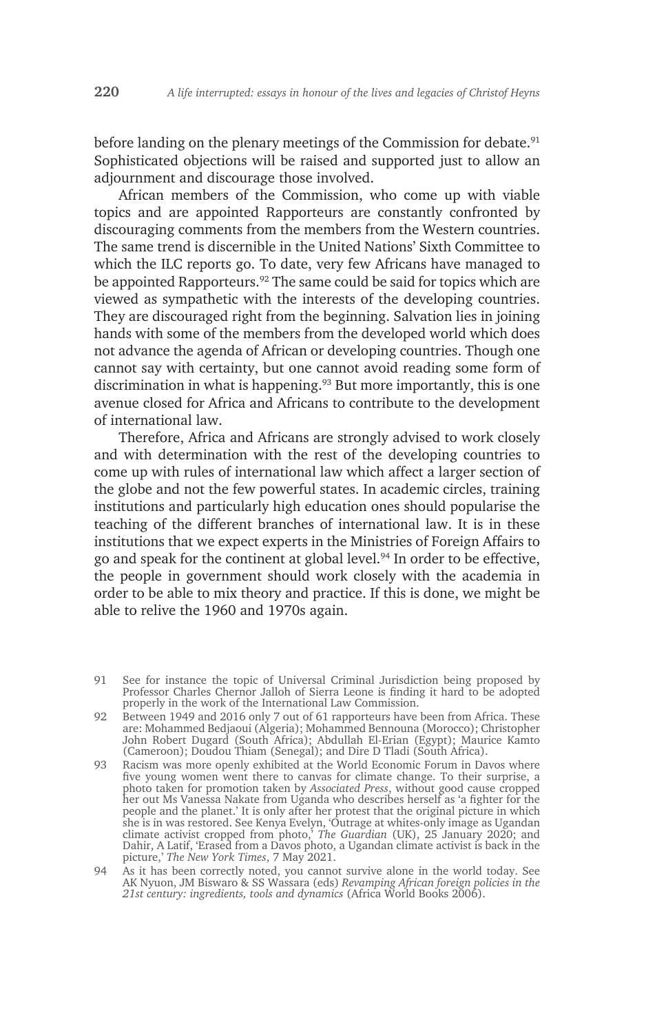before landing on the plenary meetings of the Commission for debate.[91] Sophisticated objections will be raised and supported just to allow an adjournment and discourage those involved.

African members of the Commission, who come up with viable topics and are appointed Rapporteurs are constantly confronted by discouraging comments from the members from the Western countries. The same trend is discernible in the United Nations' Sixth Committee to which the ILC reports go. To date, very few Africans have managed to be appointed Rapporteurs.[92] The same could be said for topics which are viewed as sympathetic with the interests of the developing countries. They are discouraged right from the beginning. Salvation lies in joining hands with some of the members from the developed world which does not advance the agenda of African or developing countries. Though one cannot say with certainty, but one cannot avoid reading some form of discrimination in what is happening.[93] But more importantly, this is one avenue closed for Africa and Africans to contribute to the development of international law.

Therefore, Africa and Africans are strongly advised to work closely and with determination with the rest of the developing countries to come up with rules of international law which affect a larger section of the globe and not the few powerful states. In academic circles, training institutions and particularly high education ones should popularise the teaching of the different branches of international law. It is in these institutions that we expect experts in the Ministries of Foreign Affairs to go and speak for the continent at global level.[94] In order to be effective, the people in government should work closely with the academia in order to be able to mix theory and practice. If this is done, we might be able to relive the 1960 and 1970s again.

---

91 See for instance the topic of Universal Criminal Jurisdiction being proposed by Professor Charles Chernor Jalloh of Sierra Leone is finding it hard to be adopted properly in the work of the International Law Commission.

92 Between 1949 and 2016 only 7 out of 61 rapporteurs have been from Africa. These are: Mohammed Bedjaoui (Algeria); Mohammed Bennouna (Morocco); Christopher John Robert Dugard (South Africa); Abdullah El-Erian (Egypt); Maurice Kamto (Cameroon); Doudou Thiam (Senegal); and Dire D Tladi (South Africa).

93 Racism was more openly exhibited at the World Economic Forum in Davos where five young women went there to canvas for climate change. To their surprise, a photo taken for promotion taken by *Associated Press*, without good cause cropped her out Ms Vanessa Nakate from Uganda who describes herself as 'a fighter for the people and the planet.' It is only after her protest that the original picture in which she is in was restored. See Kenya Evelyn, 'Outrage at whites-only image as Ugandan climate activist cropped from photo,' *The Guardian* (UK), 25 January 2020; and Dahir, A Latif, 'Erased from a Davos photo, a Ugandan climate activist is back in the picture,' *The New York Times*, 7 May 2021.

94 As it has been correctly noted, you cannot survive alone in the world today. See AK Nyuon, JM Biswaro & SS Wassara (eds) *Revamping African foreign policies in the 21st century: ingredients, tools and dynamics* (Africa World Books 2006).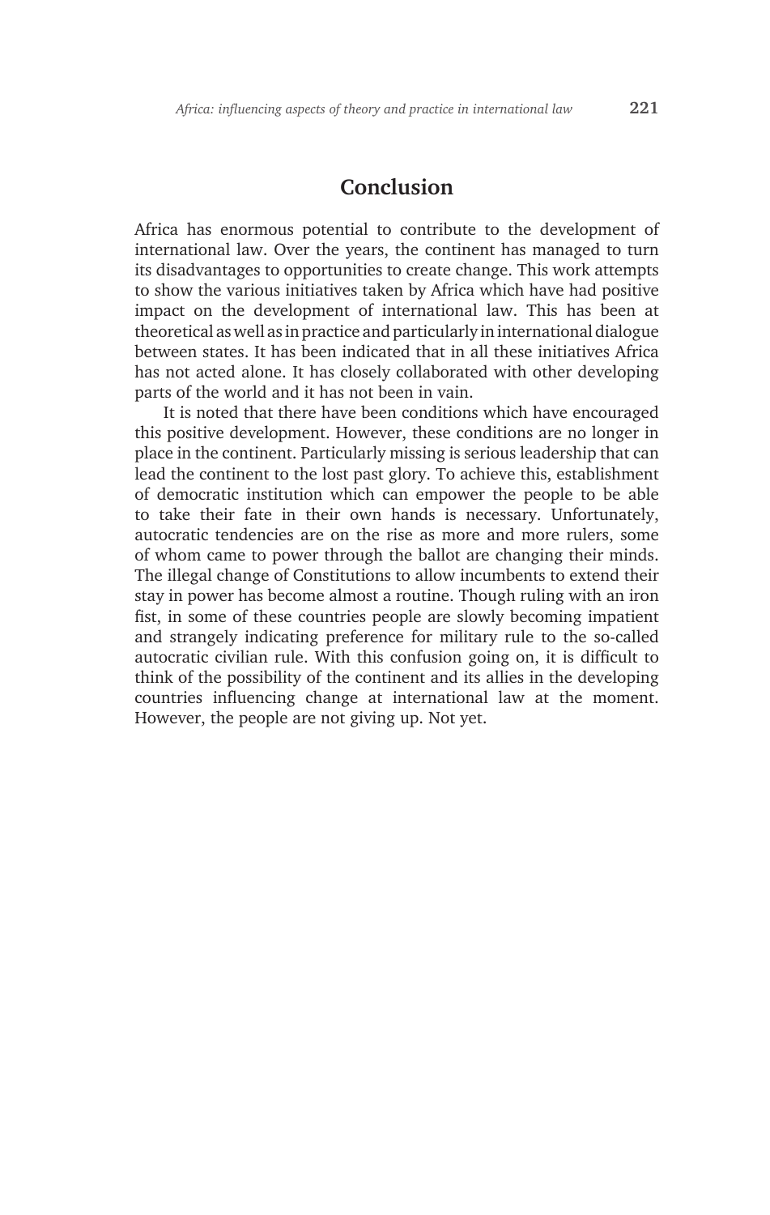## Conclusion

Africa has enormous potential to contribute to the development of international law. Over the years, the continent has managed to turn its disadvantages to opportunities to create change. This work attempts to show the various initiatives taken by Africa which have had positive impact on the development of international law. This has been at theoretical as well as in practice and particularly in international dialogue between states. It has been indicated that in all these initiatives Africa has not acted alone. It has closely collaborated with other developing parts of the world and it has not been in vain.

It is noted that there have been conditions which have encouraged this positive development. However, these conditions are no longer in place in the continent. Particularly missing is serious leadership that can lead the continent to the lost past glory. To achieve this, establishment of democratic institution which can empower the people to be able to take their fate in their own hands is necessary. Unfortunately, autocratic tendencies are on the rise as more and more rulers, some of whom came to power through the ballot are changing their minds. The illegal change of Constitutions to allow incumbents to extend their stay in power has become almost a routine. Though ruling with an iron fist, in some of these countries people are slowly becoming impatient and strangely indicating preference for military rule to the so-called autocratic civilian rule. With this confusion going on, it is difficult to think of the possibility of the continent and its allies in the developing countries influencing change at international law at the moment. However, the people are not giving up. Not yet.